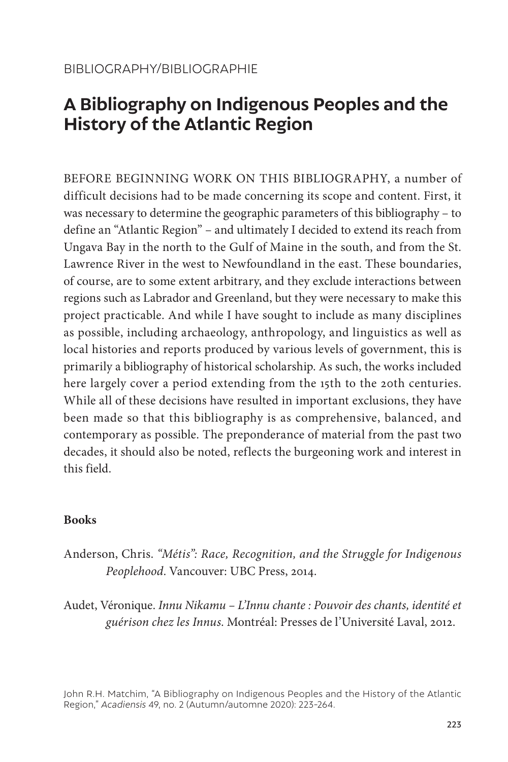BIBLIOGRAPHY/BIBLIOGRAPHIE

# A Bibliography on Indigenous Peoples and the History of the Atlantic Region

BEFORE BEGINNING WORK ON THIS BIBLIOGRAPHY, a number of difficult decisions had to be made concerning its scope and content. First, it was necessary to determine the geographic parameters of this bibliography – to define an "Atlantic Region" – and ultimately I decided to extend its reach from Ungava Bay in the north to the Gulf of Maine in the south, and from the St. Lawrence River in the west to Newfoundland in the east. These boundaries, of course, are to some extent arbitrary, and they exclude interactions between regions such as Labrador and Greenland, but they were necessary to make this project practicable. And while I have sought to include as many disciplines as possible, including archaeology, anthropology, and linguistics as well as local histories and reports produced by various levels of government, this is primarily a bibliography of historical scholarship. As such, the works included here largely cover a period extending from the 15th to the 20th centuries. While all of these decisions have resulted in important exclusions, they have been made so that this bibliography is as comprehensive, balanced, and contemporary as possible. The preponderance of material from the past two decades, it should also be noted, reflects the burgeoning work and interest in this field.

**Books**

Anderson, Chris. *"Métis": Race, Recognition, and the Struggle for Indigenous Peoplehood*. Vancouver: UBC Press, 2014.

Audet, Véronique. *Innu Nikamu – L'Innu chante : Pouvoir des chants, identité et guérison chez les Innus*. Montréal: Presses de l'Université Laval, 2012.

John R.H. Matchim, "A Bibliography on Indigenous Peoples and the History of the Atlantic Region," *Acadiensis* 49, no. 2 (Autumn/automne 2020): 223-264.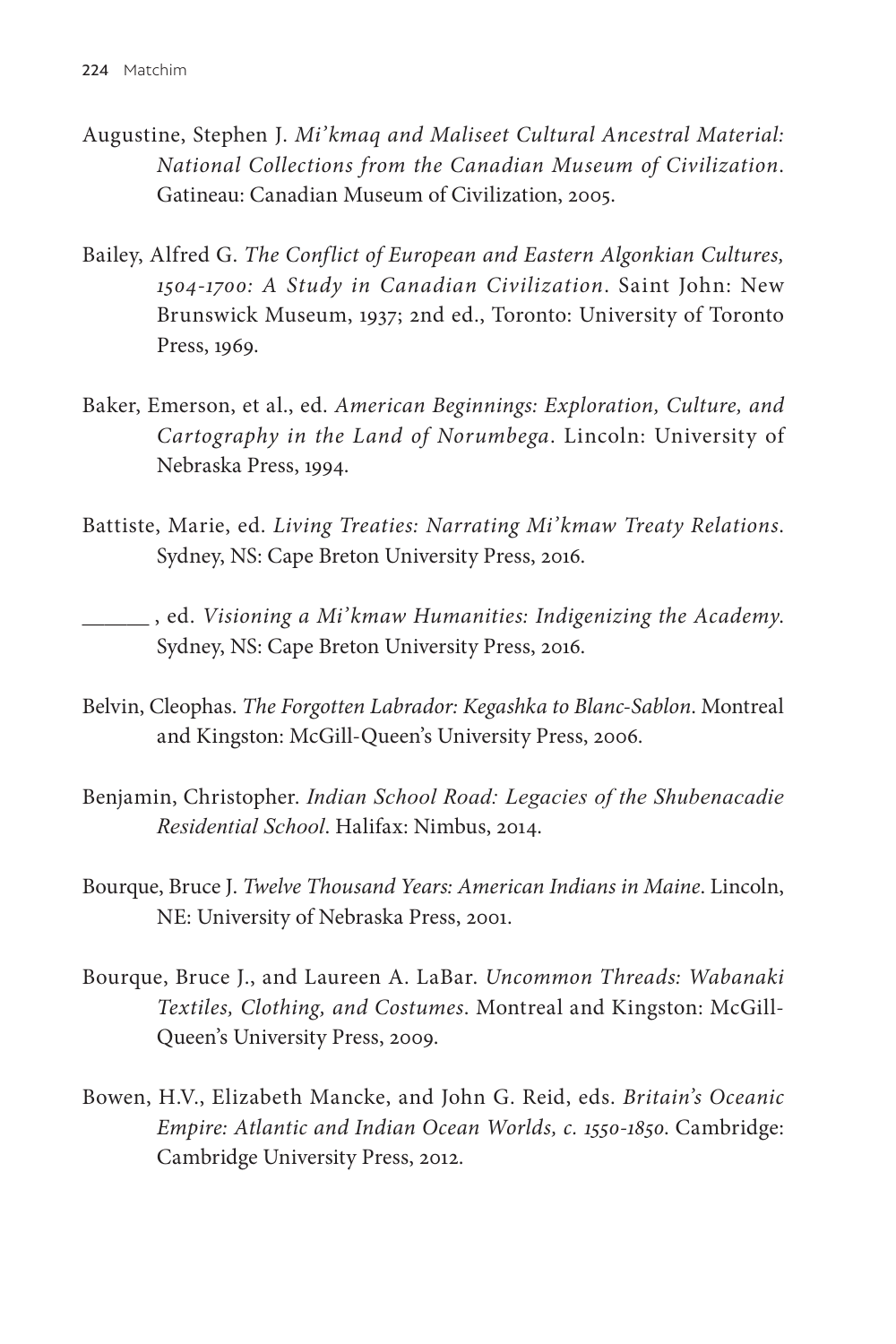Augustine, Stephen J. *Mi'kmaq and Maliseet Cultural Ancestral Material: National Collections from the Canadian Museum of Civilization*. Gatineau: Canadian Museum of Civilization, 2005.

Bailey, Alfred G. *The Conflict of European and Eastern Algonkian Cultures, 1504-1700: A Study in Canadian Civilization*. Saint John: New Brunswick Museum, 1937; 2nd ed., Toronto: University of Toronto Press, 1969.

Baker, Emerson, et al., ed. *American Beginnings: Exploration, Culture, and Cartography in the Land of Norumbega*. Lincoln: University of Nebraska Press, 1994.

Battiste, Marie, ed. *Living Treaties: Narrating Mi'kmaw Treaty Relations*. Sydney, NS: Cape Breton University Press, 2016.

\_\_\_\_\_\_ , ed. *Visioning a Mi'kmaw Humanities: Indigenizing the Academy*. Sydney, NS: Cape Breton University Press, 2016.

Belvin, Cleophas. *The Forgotten Labrador: Kegashka to Blanc-Sablon*. Montreal and Kingston: McGill-Queen's University Press, 2006.

Benjamin, Christopher. *Indian School Road: Legacies of the Shubenacadie Residential School*. Halifax: Nimbus, 2014.

Bourque, Bruce J. *Twelve Thousand Years: American Indians in Maine*. Lincoln, NE: University of Nebraska Press, 2001.

Bourque, Bruce J., and Laureen A. LaBar. *Uncommon Threads: Wabanaki Textiles, Clothing, and Costumes*. Montreal and Kingston: McGill-Queen's University Press, 2009.

Bowen, H.V., Elizabeth Mancke, and John G. Reid, eds. *Britain's Oceanic Empire: Atlantic and Indian Ocean Worlds, c. 1550-1850*. Cambridge: Cambridge University Press, 2012.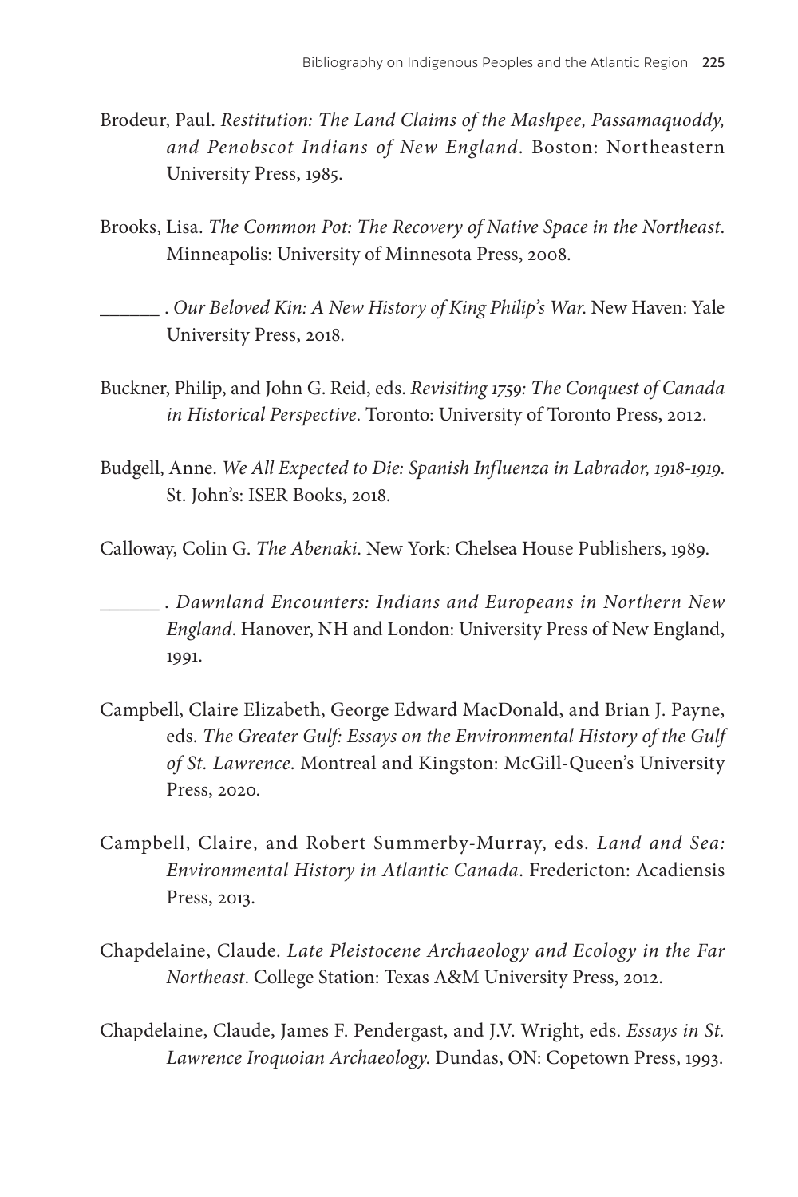Brodeur, Paul. *Restitution: The Land Claims of the Mashpee, Passamaquoddy, and Penobscot Indians of New England*. Boston: Northeastern University Press, 1985.

Brooks, Lisa. *The Common Pot: The Recovery of Native Space in the Northeast*. Minneapolis: University of Minnesota Press, 2008.

______. *Our Beloved Kin: A New History of King Philip's War*. New Haven: Yale University Press, 2018.

Buckner, Philip, and John G. Reid, eds. *Revisiting 1759: The Conquest of Canada in Historical Perspective*. Toronto: University of Toronto Press, 2012.

Budgell, Anne. *We All Expected to Die: Spanish Influenza in Labrador, 1918-1919*. St. John's: ISER Books, 2018.

Calloway, Colin G. *The Abenaki*. New York: Chelsea House Publishers, 1989.

______. *Dawnland Encounters: Indians and Europeans in Northern New England*. Hanover, NH and London: University Press of New England, 1991.

Campbell, Claire Elizabeth, George Edward MacDonald, and Brian J. Payne, eds. *The Greater Gulf: Essays on the Environmental History of the Gulf of St. Lawrence*. Montreal and Kingston: McGill-Queen's University Press, 2020.

Campbell, Claire, and Robert Summerby-Murray, eds. *Land and Sea: Environmental History in Atlantic Canada*. Fredericton: Acadiensis Press, 2013.

Chapdelaine, Claude. *Late Pleistocene Archaeology and Ecology in the Far Northeast*. College Station: Texas A&M University Press, 2012.

Chapdelaine, Claude, James F. Pendergast, and J.V. Wright, eds. *Essays in St. Lawrence Iroquoian Archaeology*. Dundas, ON: Copetown Press, 1993.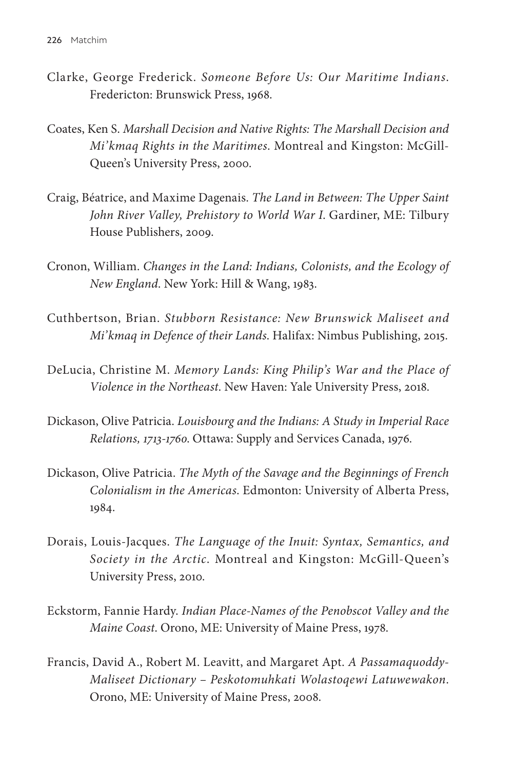Clarke, George Frederick. *Someone Before Us: Our Maritime Indians*. Fredericton: Brunswick Press, 1968.

Coates, Ken S. *Marshall Decision and Native Rights: The Marshall Decision and Mi'kmaq Rights in the Maritimes*. Montreal and Kingston: McGill-Queen's University Press, 2000.

Craig, Béatrice, and Maxime Dagenais. *The Land in Between: The Upper Saint John River Valley, Prehistory to World War I*. Gardiner, ME: Tilbury House Publishers, 2009.

Cronon, William. *Changes in the Land: Indians, Colonists, and the Ecology of New England*. New York: Hill & Wang, 1983.

Cuthbertson, Brian. *Stubborn Resistance: New Brunswick Maliseet and Mi'kmaq in Defence of their Lands*. Halifax: Nimbus Publishing, 2015.

DeLucia, Christine M. *Memory Lands: King Philip's War and the Place of Violence in the Northeast*. New Haven: Yale University Press, 2018.

Dickason, Olive Patricia. *Louisbourg and the Indians: A Study in Imperial Race Relations, 1713-1760*. Ottawa: Supply and Services Canada, 1976.

Dickason, Olive Patricia. *The Myth of the Savage and the Beginnings of French Colonialism in the Americas*. Edmonton: University of Alberta Press, 1984.

Dorais, Louis-Jacques. *The Language of the Inuit: Syntax, Semantics, and Society in the Arctic*. Montreal and Kingston: McGill-Queen's University Press, 2010.

Eckstorm, Fannie Hardy. *Indian Place-Names of the Penobscot Valley and the Maine Coast*. Orono, ME: University of Maine Press, 1978.

Francis, David A., Robert M. Leavitt, and Margaret Apt. *A Passamaquoddy-Maliseet Dictionary – Peskotomuhkati Wolastoqewi Latuwewakon*. Orono, ME: University of Maine Press, 2008.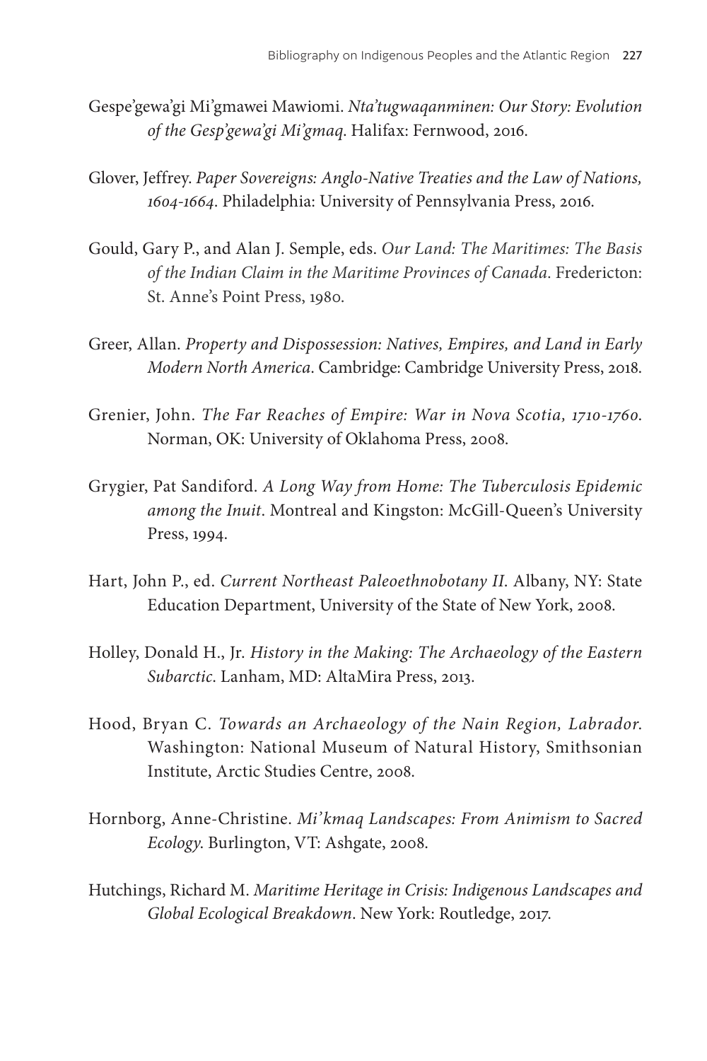Gespe'gewa'gi Mi'gmawei Mawiomi. *Nta'tugwaqanminen: Our Story: Evolution of the Gesp'gewa'gi Mi'gmaq*. Halifax: Fernwood, 2016.

Glover, Jeffrey. *Paper Sovereigns: Anglo-Native Treaties and the Law of Nations, 1604-1664*. Philadelphia: University of Pennsylvania Press, 2016.

Gould, Gary P., and Alan J. Semple, eds. *Our Land: The Maritimes: The Basis of the Indian Claim in the Maritime Provinces of Canada*. Fredericton: St. Anne's Point Press, 1980.

Greer, Allan. *Property and Dispossession: Natives, Empires, and Land in Early Modern North America*. Cambridge: Cambridge University Press, 2018.

Grenier, John. *The Far Reaches of Empire: War in Nova Scotia, 1710-1760*. Norman, OK: University of Oklahoma Press, 2008.

Grygier, Pat Sandiford. *A Long Way from Home: The Tuberculosis Epidemic among the Inuit*. Montreal and Kingston: McGill-Queen's University Press, 1994.

Hart, John P., ed. *Current Northeast Paleoethnobotany II*. Albany, NY: State Education Department, University of the State of New York, 2008.

Holley, Donald H., Jr. *History in the Making: The Archaeology of the Eastern Subarctic*. Lanham, MD: AltaMira Press, 2013.

Hood, Bryan C. *Towards an Archaeology of the Nain Region, Labrador*. Washington: National Museum of Natural History, Smithsonian Institute, Arctic Studies Centre, 2008.

Hornborg, Anne-Christine. *Mi'kmaq Landscapes: From Animism to Sacred Ecology*. Burlington, VT: Ashgate, 2008.

Hutchings, Richard M. *Maritime Heritage in Crisis: Indigenous Landscapes and Global Ecological Breakdown*. New York: Routledge, 2017.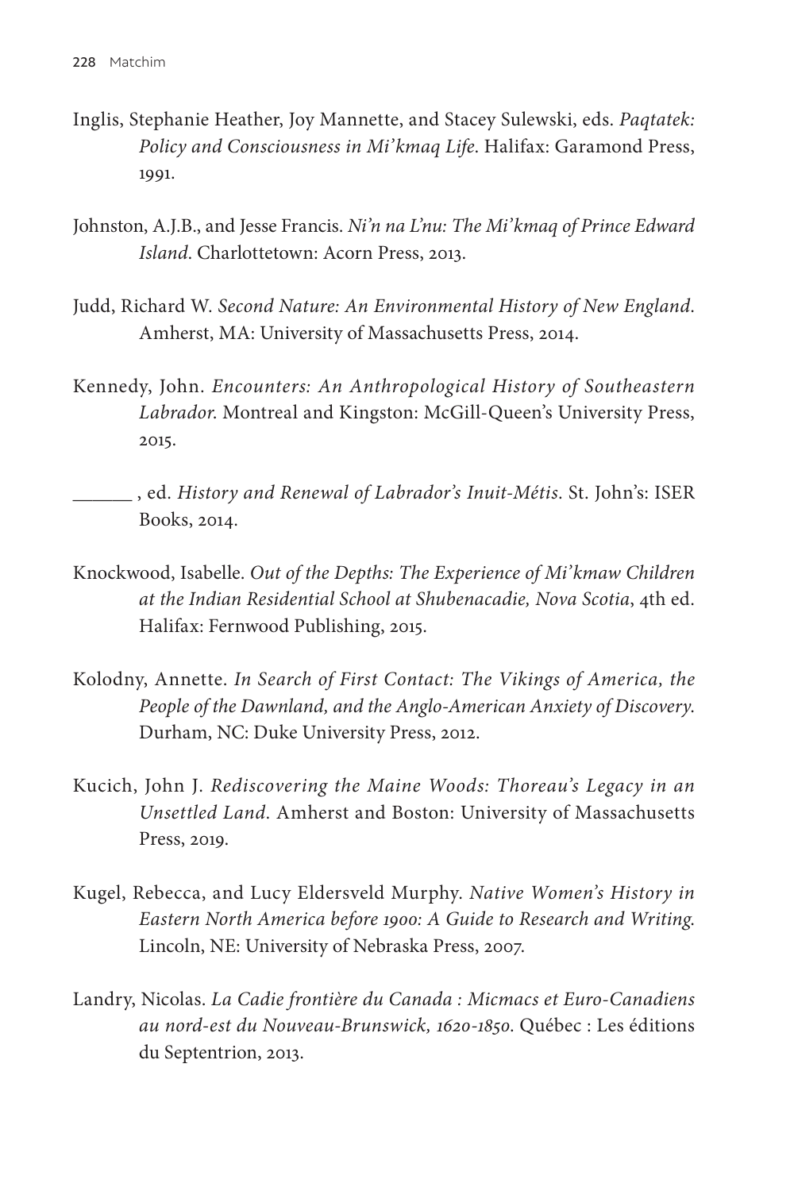Inglis, Stephanie Heather, Joy Mannette, and Stacey Sulewski, eds. *Paqtatek: Policy and Consciousness in Mi'kmaq Life*. Halifax: Garamond Press, 1991.

Johnston, A.J.B., and Jesse Francis. *Ni'n na L'nu: The Mi'kmaq of Prince Edward Island*. Charlottetown: Acorn Press, 2013.

Judd, Richard W. *Second Nature: An Environmental History of New England*. Amherst, MA: University of Massachusetts Press, 2014.

Kennedy, John. *Encounters: An Anthropological History of Southeastern Labrador*. Montreal and Kingston: McGill-Queen's University Press, 2015.

______ , ed. *History and Renewal of Labrador's Inuit-Métis*. St. John's: ISER Books, 2014.

Knockwood, Isabelle. *Out of the Depths: The Experience of Mi'kmaw Children at the Indian Residential School at Shubenacadie, Nova Scotia*, 4th ed. Halifax: Fernwood Publishing, 2015.

Kolodny, Annette. *In Search of First Contact: The Vikings of America, the People of the Dawnland, and the Anglo-American Anxiety of Discovery*. Durham, NC: Duke University Press, 2012.

Kucich, John J. *Rediscovering the Maine Woods: Thoreau's Legacy in an Unsettled Land*. Amherst and Boston: University of Massachusetts Press, 2019.

Kugel, Rebecca, and Lucy Eldersveld Murphy. *Native Women's History in Eastern North America before 1900: A Guide to Research and Writing*. Lincoln, NE: University of Nebraska Press, 2007.

Landry, Nicolas. *La Cadie frontière du Canada : Micmacs et Euro-Canadiens au nord-est du Nouveau-Brunswick, 1620-1850*. Québec : Les éditions du Septentrion, 2013.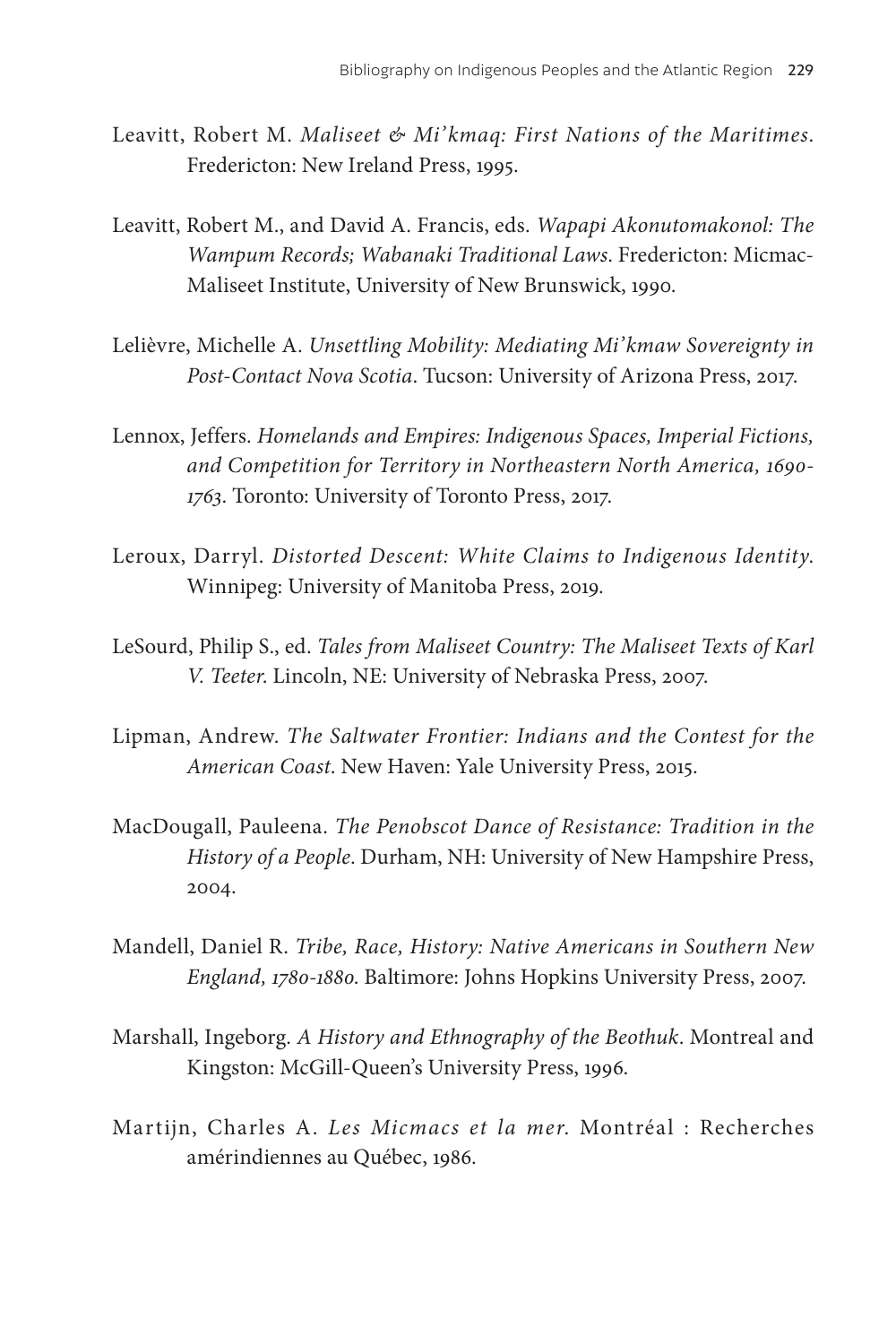Leavitt, Robert M. *Maliseet & Mi'kmaq: First Nations of the Maritimes*. Fredericton: New Ireland Press, 1995.

Leavitt, Robert M., and David A. Francis, eds. *Wapapi Akonutomakonol: The Wampum Records; Wabanaki Traditional Laws*. Fredericton: Micmac-Maliseet Institute, University of New Brunswick, 1990.

Lelièvre, Michelle A. *Unsettling Mobility: Mediating Mi'kmaw Sovereignty in Post-Contact Nova Scotia*. Tucson: University of Arizona Press, 2017.

Lennox, Jeffers. *Homelands and Empires: Indigenous Spaces, Imperial Fictions, and Competition for Territory in Northeastern North America, 1690-1763*. Toronto: University of Toronto Press, 2017.

Leroux, Darryl. *Distorted Descent: White Claims to Indigenous Identity*. Winnipeg: University of Manitoba Press, 2019.

LeSourd, Philip S., ed. *Tales from Maliseet Country: The Maliseet Texts of Karl V. Teeter*. Lincoln, NE: University of Nebraska Press, 2007.

Lipman, Andrew. *The Saltwater Frontier: Indians and the Contest for the American Coast*. New Haven: Yale University Press, 2015.

MacDougall, Pauleena. *The Penobscot Dance of Resistance: Tradition in the History of a People*. Durham, NH: University of New Hampshire Press, 2004.

Mandell, Daniel R. *Tribe, Race, History: Native Americans in Southern New England, 1780-1880*. Baltimore: Johns Hopkins University Press, 2007.

Marshall, Ingeborg. *A History and Ethnography of the Beothuk*. Montreal and Kingston: McGill-Queen's University Press, 1996.

Martijn, Charles A. *Les Micmacs et la mer*. Montréal : Recherches amérindiennes au Québec, 1986.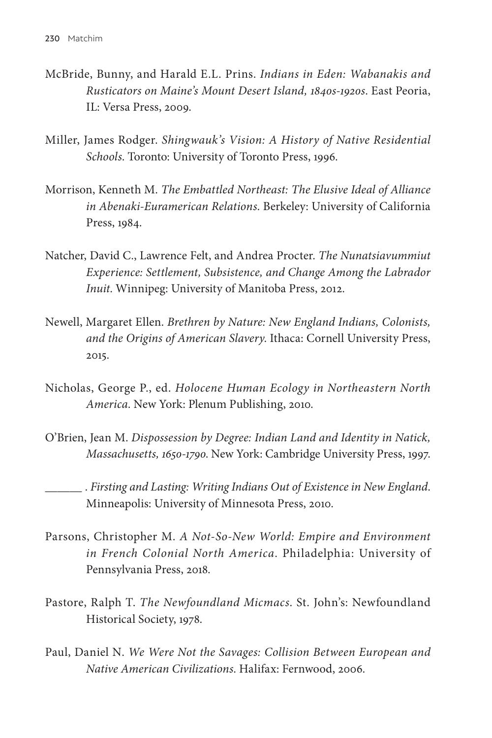McBride, Bunny, and Harald E.L. Prins. *Indians in Eden: Wabanakis and Rusticators on Maine's Mount Desert Island, 1840s-1920s*. East Peoria, IL: Versa Press, 2009.

Miller, James Rodger. *Shingwauk's Vision: A History of Native Residential Schools*. Toronto: University of Toronto Press, 1996.

Morrison, Kenneth M. *The Embattled Northeast: The Elusive Ideal of Alliance in Abenaki-Euramerican Relations*. Berkeley: University of California Press, 1984.

Natcher, David C., Lawrence Felt, and Andrea Procter. *The Nunatsiavummiut Experience: Settlement, Subsistence, and Change Among the Labrador Inuit*. Winnipeg: University of Manitoba Press, 2012.

Newell, Margaret Ellen. *Brethren by Nature: New England Indians, Colonists, and the Origins of American Slavery*. Ithaca: Cornell University Press, 2015.

Nicholas, George P., ed. *Holocene Human Ecology in Northeastern North America*. New York: Plenum Publishing, 2010.

O'Brien, Jean M. *Dispossession by Degree: Indian Land and Identity in Natick, Massachusetts, 1650-1790*. New York: Cambridge University Press, 1997.

______ . *Firsting and Lasting: Writing Indians Out of Existence in New England*. Minneapolis: University of Minnesota Press, 2010.

Parsons, Christopher M. *A Not-So-New World: Empire and Environment in French Colonial North America*. Philadelphia: University of Pennsylvania Press, 2018.

Pastore, Ralph T. *The Newfoundland Micmacs*. St. John's: Newfoundland Historical Society, 1978.

Paul, Daniel N. *We Were Not the Savages: Collision Between European and Native American Civilizations*. Halifax: Fernwood, 2006.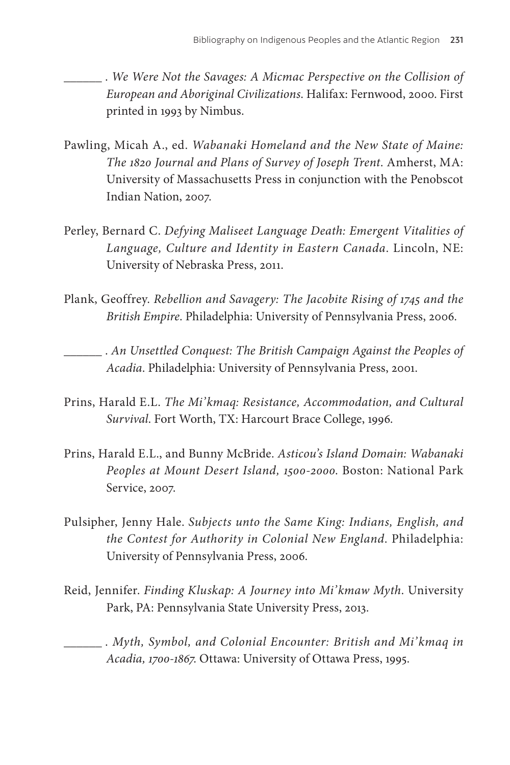______ . *We Were Not the Savages: A Micmac Perspective on the Collision of European and Aboriginal Civilizations*. Halifax: Fernwood, 2000. First printed in 1993 by Nimbus.

Pawling, Micah A., ed. *Wabanaki Homeland and the New State of Maine: The 1820 Journal and Plans of Survey of Joseph Trent*. Amherst, MA: University of Massachusetts Press in conjunction with the Penobscot Indian Nation, 2007.

Perley, Bernard C. *Defying Maliseet Language Death: Emergent Vitalities of Language, Culture and Identity in Eastern Canada*. Lincoln, NE: University of Nebraska Press, 2011.

Plank, Geoffrey. *Rebellion and Savagery: The Jacobite Rising of 1745 and the British Empire*. Philadelphia: University of Pennsylvania Press, 2006.

______ . *An Unsettled Conquest: The British Campaign Against the Peoples of Acadia*. Philadelphia: University of Pennsylvania Press, 2001.

Prins, Harald E.L. *The Mi'kmaq: Resistance, Accommodation, and Cultural Survival*. Fort Worth, TX: Harcourt Brace College, 1996.

Prins, Harald E.L., and Bunny McBride. *Asticou's Island Domain: Wabanaki Peoples at Mount Desert Island, 1500-2000*. Boston: National Park Service, 2007.

Pulsipher, Jenny Hale. *Subjects unto the Same King: Indians, English, and the Contest for Authority in Colonial New England*. Philadelphia: University of Pennsylvania Press, 2006.

Reid, Jennifer. *Finding Kluskap: A Journey into Mi'kmaw Myth*. University Park, PA: Pennsylvania State University Press, 2013.

______ . *Myth, Symbol, and Colonial Encounter: British and Mi'kmaq in Acadia, 1700-1867*. Ottawa: University of Ottawa Press, 1995.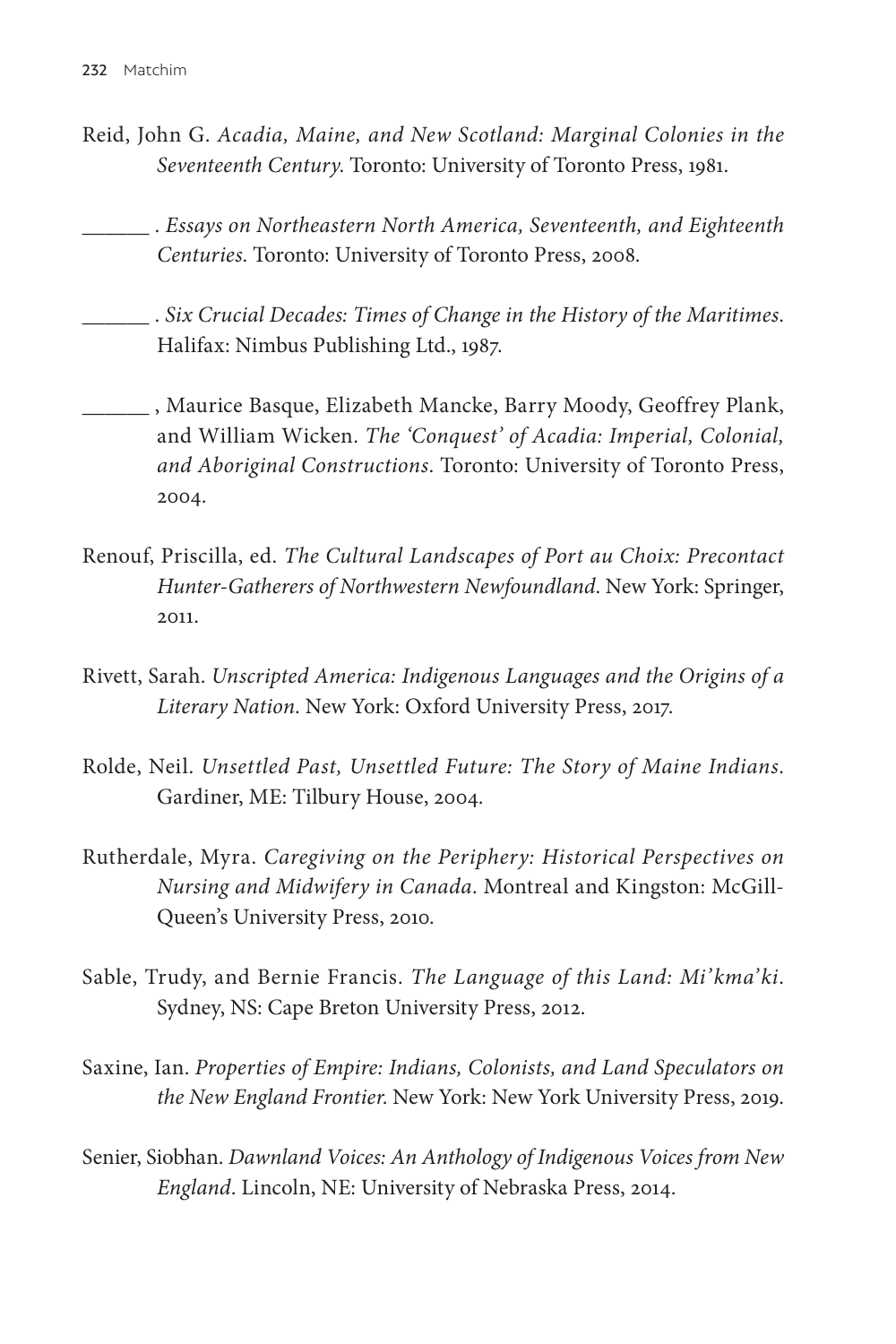Reid, John G. *Acadia, Maine, and New Scotland: Marginal Colonies in the Seventeenth Century*. Toronto: University of Toronto Press, 1981.

______ . *Essays on Northeastern North America, Seventeenth, and Eighteenth Centuries*. Toronto: University of Toronto Press, 2008.

______ . *Six Crucial Decades: Times of Change in the History of the Maritimes*. Halifax: Nimbus Publishing Ltd., 1987.

______ , Maurice Basque, Elizabeth Mancke, Barry Moody, Geoffrey Plank, and William Wicken. *The 'Conquest' of Acadia: Imperial, Colonial, and Aboriginal Constructions*. Toronto: University of Toronto Press, 2004.

Renouf, Priscilla, ed. *The Cultural Landscapes of Port au Choix: Precontact Hunter-Gatherers of Northwestern Newfoundland*. New York: Springer, 2011.

Rivett, Sarah. *Unscripted America: Indigenous Languages and the Origins of a Literary Nation*. New York: Oxford University Press, 2017.

Rolde, Neil. *Unsettled Past, Unsettled Future: The Story of Maine Indians*. Gardiner, ME: Tilbury House, 2004.

Rutherdale, Myra. *Caregiving on the Periphery: Historical Perspectives on Nursing and Midwifery in Canada*. Montreal and Kingston: McGill-Queen's University Press, 2010.

Sable, Trudy, and Bernie Francis. *The Language of this Land: Mi'kma'ki*. Sydney, NS: Cape Breton University Press, 2012.

Saxine, Ian. *Properties of Empire: Indians, Colonists, and Land Speculators on the New England Frontier*. New York: New York University Press, 2019.

Senier, Siobhan. *Dawnland Voices: An Anthology of Indigenous Voices from New England*. Lincoln, NE: University of Nebraska Press, 2014.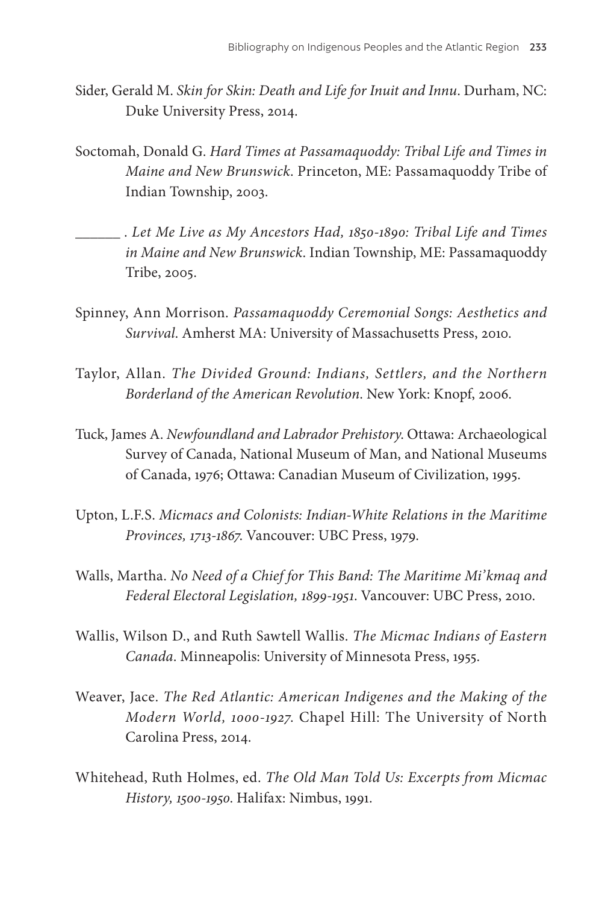Sider, Gerald M. *Skin for Skin: Death and Life for Inuit and Innu*. Durham, NC: Duke University Press, 2014.

Soctomah, Donald G. *Hard Times at Passamaquoddy: Tribal Life and Times in Maine and New Brunswick*. Princeton, ME: Passamaquoddy Tribe of Indian Township, 2003.

______ . *Let Me Live as My Ancestors Had, 1850-1890: Tribal Life and Times in Maine and New Brunswick*. Indian Township, ME: Passamaquoddy Tribe, 2005.

Spinney, Ann Morrison. *Passamaquoddy Ceremonial Songs: Aesthetics and Survival*. Amherst MA: University of Massachusetts Press, 2010.

Taylor, Allan. *The Divided Ground: Indians, Settlers, and the Northern Borderland of the American Revolution*. New York: Knopf, 2006.

Tuck, James A. *Newfoundland and Labrador Prehistory*. Ottawa: Archaeological Survey of Canada, National Museum of Man, and National Museums of Canada, 1976; Ottawa: Canadian Museum of Civilization, 1995.

Upton, L.F.S. *Micmacs and Colonists: Indian-White Relations in the Maritime Provinces, 1713-1867*. Vancouver: UBC Press, 1979.

Walls, Martha. *No Need of a Chief for This Band: The Maritime Mi'kmaq and Federal Electoral Legislation, 1899-1951*. Vancouver: UBC Press, 2010.

Wallis, Wilson D., and Ruth Sawtell Wallis. *The Micmac Indians of Eastern Canada*. Minneapolis: University of Minnesota Press, 1955.

Weaver, Jace. *The Red Atlantic: American Indigenes and the Making of the Modern World, 1000-1927*. Chapel Hill: The University of North Carolina Press, 2014.

Whitehead, Ruth Holmes, ed. *The Old Man Told Us: Excerpts from Micmac History, 1500-1950*. Halifax: Nimbus, 1991.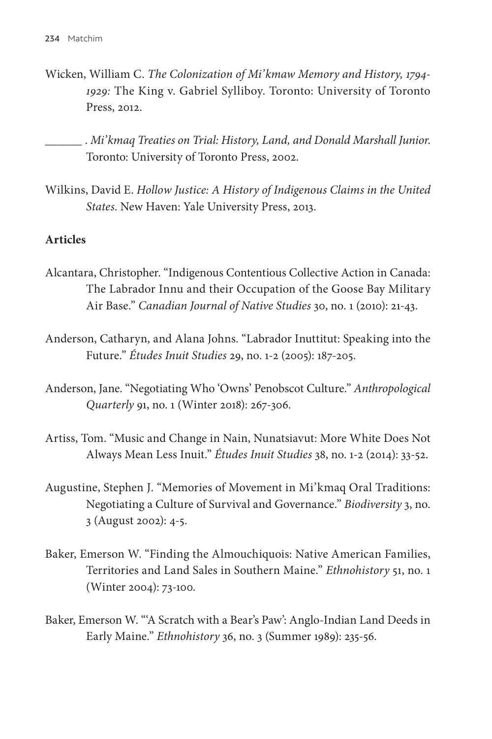Wicken, William C. *The Colonization of Mi'kmaw Memory and History, 1794-1929:* The King v. Gabriel Sylliboy. Toronto: University of Toronto Press, 2012.

______ . *Mi'kmaq Treaties on Trial: History, Land, and Donald Marshall Junior*. Toronto: University of Toronto Press, 2002.

Wilkins, David E. *Hollow Justice: A History of Indigenous Claims in the United States*. New Haven: Yale University Press, 2013.

**Articles**

Alcantara, Christopher. "Indigenous Contentious Collective Action in Canada: The Labrador Innu and their Occupation of the Goose Bay Military Air Base." *Canadian Journal of Native Studies* 30, no. 1 (2010): 21-43.

Anderson, Catharyn, and Alana Johns. "Labrador Inuttitut: Speaking into the Future." *Études Inuit Studies* 29, no. 1-2 (2005): 187-205.

Anderson, Jane. "Negotiating Who 'Owns' Penobscot Culture." *Anthropological Quarterly* 91, no. 1 (Winter 2018): 267-306.

Artiss, Tom. "Music and Change in Nain, Nunatsiavut: More White Does Not Always Mean Less Inuit." *Études Inuit Studies* 38, no. 1-2 (2014): 33-52.

Augustine, Stephen J. "Memories of Movement in Mi'kmaq Oral Traditions: Negotiating a Culture of Survival and Governance." *Biodiversity* 3, no. 3 (August 2002): 4-5.

Baker, Emerson W. "Finding the Almouchiquois: Native American Families, Territories and Land Sales in Southern Maine." *Ethnohistory* 51, no. 1 (Winter 2004): 73-100.

Baker, Emerson W. "'A Scratch with a Bear's Paw': Anglo-Indian Land Deeds in Early Maine." *Ethnohistory* 36, no. 3 (Summer 1989): 235-56.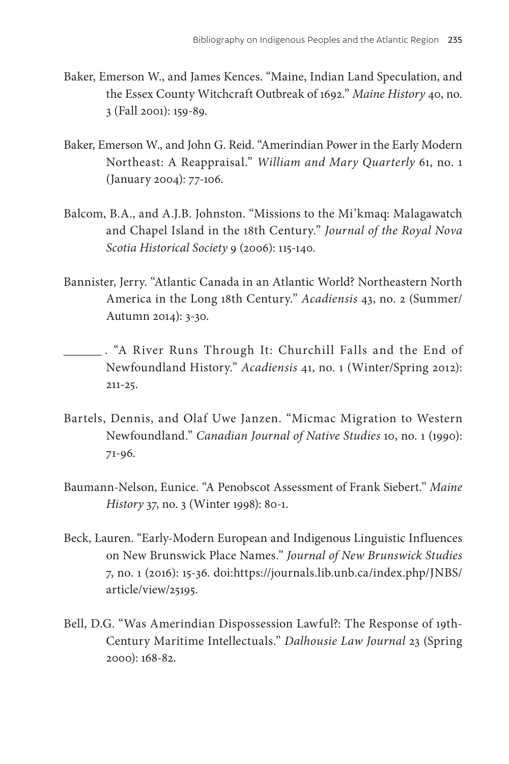Baker, Emerson W., and James Kences. "Maine, Indian Land Speculation, and the Essex County Witchcraft Outbreak of 1692." *Maine History* 40, no. 3 (Fall 2001): 159-89.

Baker, Emerson W., and John G. Reid. "Amerindian Power in the Early Modern Northeast: A Reappraisal." *William and Mary Quarterly* 61, no. 1 (January 2004): 77-106.

Balcom, B.A., and A.J.B. Johnston. "Missions to the Mi'kmaq: Malagawatch and Chapel Island in the 18th Century." *Journal of the Royal Nova Scotia Historical Society* 9 (2006): 115-140.

Bannister, Jerry. "Atlantic Canada in an Atlantic World? Northeastern North America in the Long 18th Century." *Acadiensis* 43, no. 2 (Summer/Autumn 2014): 3-30.

______. "A River Runs Through It: Churchill Falls and the End of Newfoundland History." *Acadiensis* 41, no. 1 (Winter/Spring 2012): 211-25.

Bartels, Dennis, and Olaf Uwe Janzen. "Micmac Migration to Western Newfoundland." *Canadian Journal of Native Studies* 10, no. 1 (1990): 71-96.

Baumann-Nelson, Eunice. "A Penobscot Assessment of Frank Siebert." *Maine History* 37, no. 3 (Winter 1998): 80-1.

Beck, Lauren. "Early-Modern European and Indigenous Linguistic Influences on New Brunswick Place Names." *Journal of New Brunswick Studies* 7, no. 1 (2016): 15-36. doi:https://journals.lib.unb.ca/index.php/JNBS/article/view/25195.

Bell, D.G. "Was Amerindian Dispossession Lawful?: The Response of 19th-Century Maritime Intellectuals." *Dalhousie Law Journal* 23 (Spring 2000): 168-82.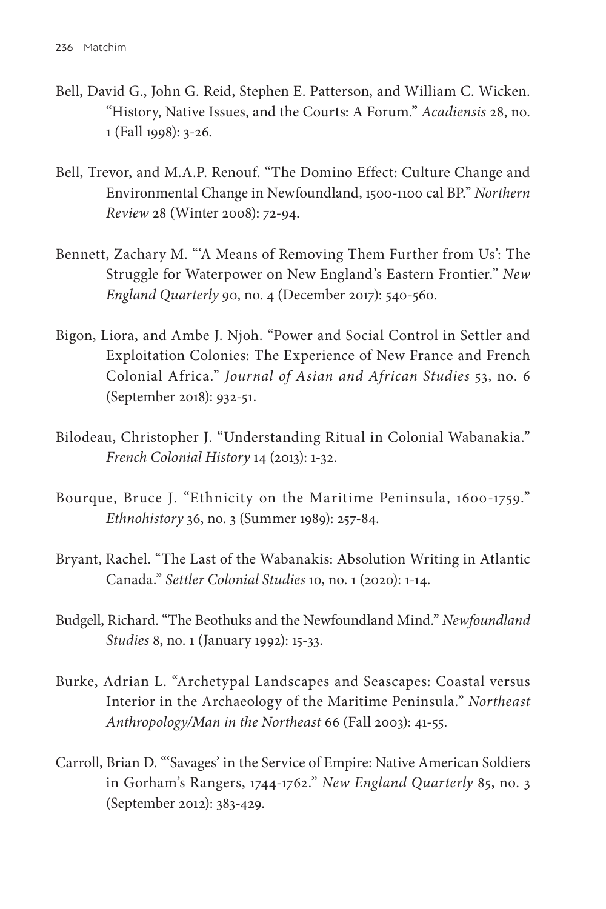Bell, David G., John G. Reid, Stephen E. Patterson, and William C. Wicken. "History, Native Issues, and the Courts: A Forum." *Acadiensis* 28, no. 1 (Fall 1998): 3-26.

Bell, Trevor, and M.A.P. Renouf. "The Domino Effect: Culture Change and Environmental Change in Newfoundland, 1500-1100 cal BP." *Northern Review* 28 (Winter 2008): 72-94.

Bennett, Zachary M. "'A Means of Removing Them Further from Us': The Struggle for Waterpower on New England's Eastern Frontier." *New England Quarterly* 90, no. 4 (December 2017): 540-560.

Bigon, Liora, and Ambe J. Njoh. "Power and Social Control in Settler and Exploitation Colonies: The Experience of New France and French Colonial Africa." *Journal of Asian and African Studies* 53, no. 6 (September 2018): 932-51.

Bilodeau, Christopher J. "Understanding Ritual in Colonial Wabanakia." *French Colonial History* 14 (2013): 1-32.

Bourque, Bruce J. "Ethnicity on the Maritime Peninsula, 1600-1759." *Ethnohistory* 36, no. 3 (Summer 1989): 257-84.

Bryant, Rachel. "The Last of the Wabanakis: Absolution Writing in Atlantic Canada." *Settler Colonial Studies* 10, no. 1 (2020): 1-14.

Budgell, Richard. "The Beothuks and the Newfoundland Mind." *Newfoundland Studies* 8, no. 1 (January 1992): 15-33.

Burke, Adrian L. "Archetypal Landscapes and Seascapes: Coastal versus Interior in the Archaeology of the Maritime Peninsula." *Northeast Anthropology/Man in the Northeast* 66 (Fall 2003): 41-55.

Carroll, Brian D. "'Savages' in the Service of Empire: Native American Soldiers in Gorham's Rangers, 1744-1762." *New England Quarterly* 85, no. 3 (September 2012): 383-429.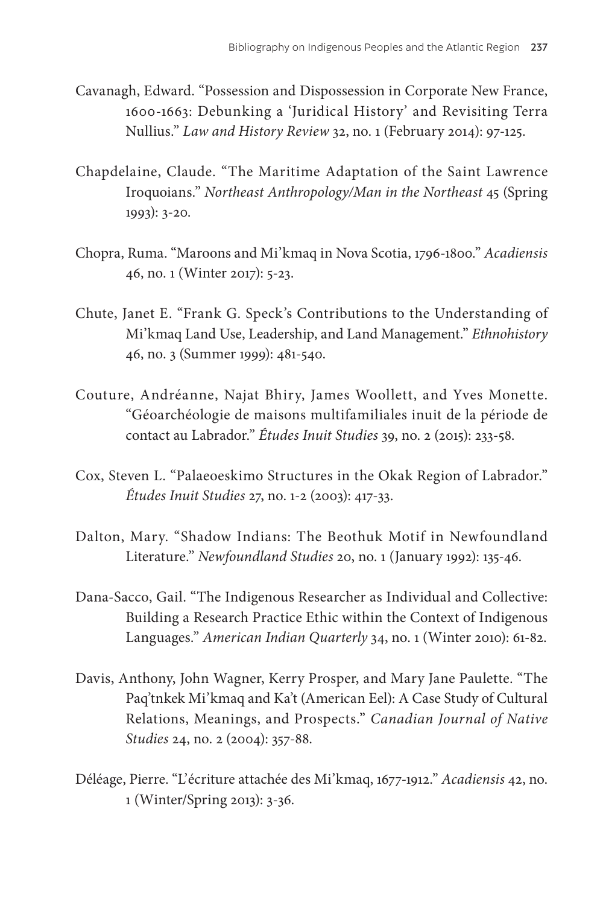Cavanagh, Edward. "Possession and Dispossession in Corporate New France, 1600-1663: Debunking a 'Juridical History' and Revisiting Terra Nullius." *Law and History Review* 32, no. 1 (February 2014): 97-125.

Chapdelaine, Claude. "The Maritime Adaptation of the Saint Lawrence Iroquoians." *Northeast Anthropology/Man in the Northeast* 45 (Spring 1993): 3-20.

Chopra, Ruma. "Maroons and Mi'kmaq in Nova Scotia, 1796-1800." *Acadiensis* 46, no. 1 (Winter 2017): 5-23.

Chute, Janet E. "Frank G. Speck's Contributions to the Understanding of Mi'kmaq Land Use, Leadership, and Land Management." *Ethnohistory* 46, no. 3 (Summer 1999): 481-540.

Couture, Andréanne, Najat Bhiry, James Woollett, and Yves Monette. "Géoarchéologie de maisons multifamiliales inuit de la période de contact au Labrador." *Études Inuit Studies* 39, no. 2 (2015): 233-58.

Cox, Steven L. "Palaeoeskimo Structures in the Okak Region of Labrador." *Études Inuit Studies* 27, no. 1-2 (2003): 417-33.

Dalton, Mary. "Shadow Indians: The Beothuk Motif in Newfoundland Literature." *Newfoundland Studies* 20, no. 1 (January 1992): 135-46.

Dana-Sacco, Gail. "The Indigenous Researcher as Individual and Collective: Building a Research Practice Ethic within the Context of Indigenous Languages." *American Indian Quarterly* 34, no. 1 (Winter 2010): 61-82.

Davis, Anthony, John Wagner, Kerry Prosper, and Mary Jane Paulette. "The Paq'tnkek Mi'kmaq and Ka't (American Eel): A Case Study of Cultural Relations, Meanings, and Prospects." *Canadian Journal of Native Studies* 24, no. 2 (2004): 357-88.

Déléage, Pierre. "L'écriture attachée des Mi'kmaq, 1677-1912." *Acadiensis* 42, no. 1 (Winter/Spring 2013): 3-36.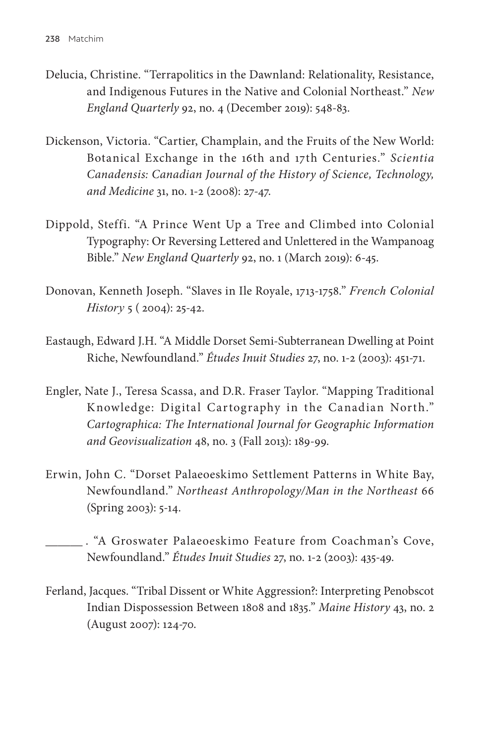Delucia, Christine. "Terrapolitics in the Dawnland: Relationality, Resistance, and Indigenous Futures in the Native and Colonial Northeast." *New England Quarterly* 92, no. 4 (December 2019): 548-83.

Dickenson, Victoria. "Cartier, Champlain, and the Fruits of the New World: Botanical Exchange in the 16th and 17th Centuries." *Scientia Canadensis: Canadian Journal of the History of Science, Technology, and Medicine* 31, no. 1-2 (2008): 27-47.

Dippold, Steffi. "A Prince Went Up a Tree and Climbed into Colonial Typography: Or Reversing Lettered and Unlettered in the Wampanoag Bible." *New England Quarterly* 92, no. 1 (March 2019): 6-45.

Donovan, Kenneth Joseph. "Slaves in Ile Royale, 1713-1758." *French Colonial History* 5 ( 2004): 25-42.

Eastaugh, Edward J.H. "A Middle Dorset Semi-Subterranean Dwelling at Point Riche, Newfoundland." *Études Inuit Studies* 27, no. 1-2 (2003): 451-71.

Engler, Nate J., Teresa Scassa, and D.R. Fraser Taylor. "Mapping Traditional Knowledge: Digital Cartography in the Canadian North." *Cartographica: The International Journal for Geographic Information and Geovisualization* 48, no. 3 (Fall 2013): 189-99.

Erwin, John C. "Dorset Palaeoeskimo Settlement Patterns in White Bay, Newfoundland." *Northeast Anthropology/Man in the Northeast* 66 (Spring 2003): 5-14.

______ . "A Groswater Palaeoeskimo Feature from Coachman's Cove, Newfoundland." *Études Inuit Studies* 27, no. 1-2 (2003): 435-49.

Ferland, Jacques. "Tribal Dissent or White Aggression?: Interpreting Penobscot Indian Dispossession Between 1808 and 1835." *Maine History* 43, no. 2 (August 2007): 124-70.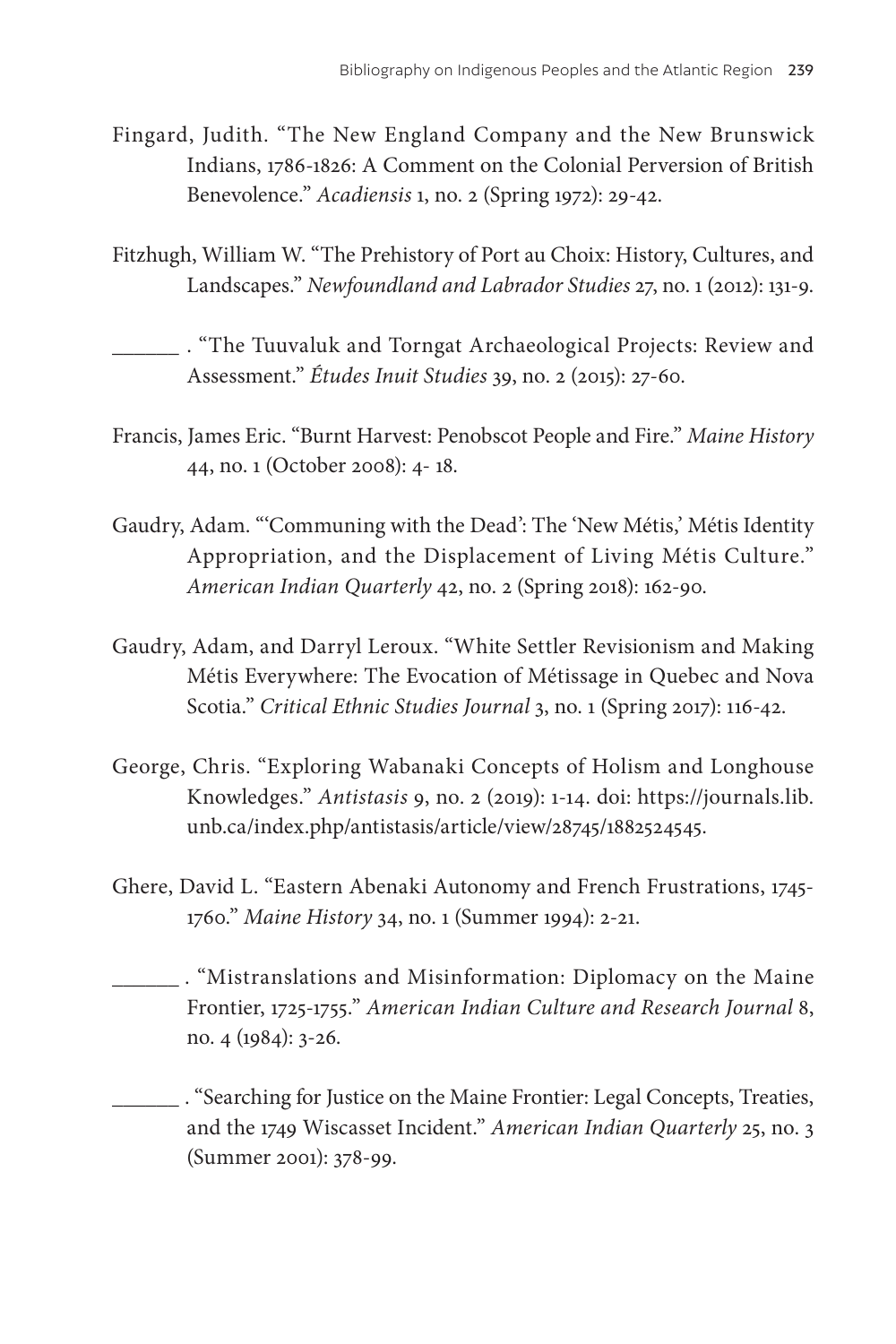Fingard, Judith. "The New England Company and the New Brunswick Indians, 1786-1826: A Comment on the Colonial Perversion of British Benevolence." *Acadiensis* 1, no. 2 (Spring 1972): 29-42.

Fitzhugh, William W. "The Prehistory of Port au Choix: History, Cultures, and Landscapes." *Newfoundland and Labrador Studies* 27, no. 1 (2012): 131-9.

______ . "The Tuuvaluk and Torngat Archaeological Projects: Review and Assessment." *Études Inuit Studies* 39, no. 2 (2015): 27-60.

Francis, James Eric. "Burnt Harvest: Penobscot People and Fire." *Maine History* 44, no. 1 (October 2008): 4- 18.

Gaudry, Adam. "'Communing with the Dead': The 'New Métis,' Métis Identity Appropriation, and the Displacement of Living Métis Culture." *American Indian Quarterly* 42, no. 2 (Spring 2018): 162-90.

Gaudry, Adam, and Darryl Leroux. "White Settler Revisionism and Making Métis Everywhere: The Evocation of Métissage in Quebec and Nova Scotia." *Critical Ethnic Studies Journal* 3, no. 1 (Spring 2017): 116-42.

George, Chris. "Exploring Wabanaki Concepts of Holism and Longhouse Knowledges." *Antistasis* 9, no. 2 (2019): 1-14. doi: https://journals.lib.unb.ca/index.php/antistasis/article/view/28745/1882524545.

Ghere, David L. "Eastern Abenaki Autonomy and French Frustrations, 1745-1760." *Maine History* 34, no. 1 (Summer 1994): 2-21.

______ . "Mistranslations and Misinformation: Diplomacy on the Maine Frontier, 1725-1755." *American Indian Culture and Research Journal* 8, no. 4 (1984): 3-26.

______ . "Searching for Justice on the Maine Frontier: Legal Concepts, Treaties, and the 1749 Wiscasset Incident." *American Indian Quarterly* 25, no. 3 (Summer 2001): 378-99.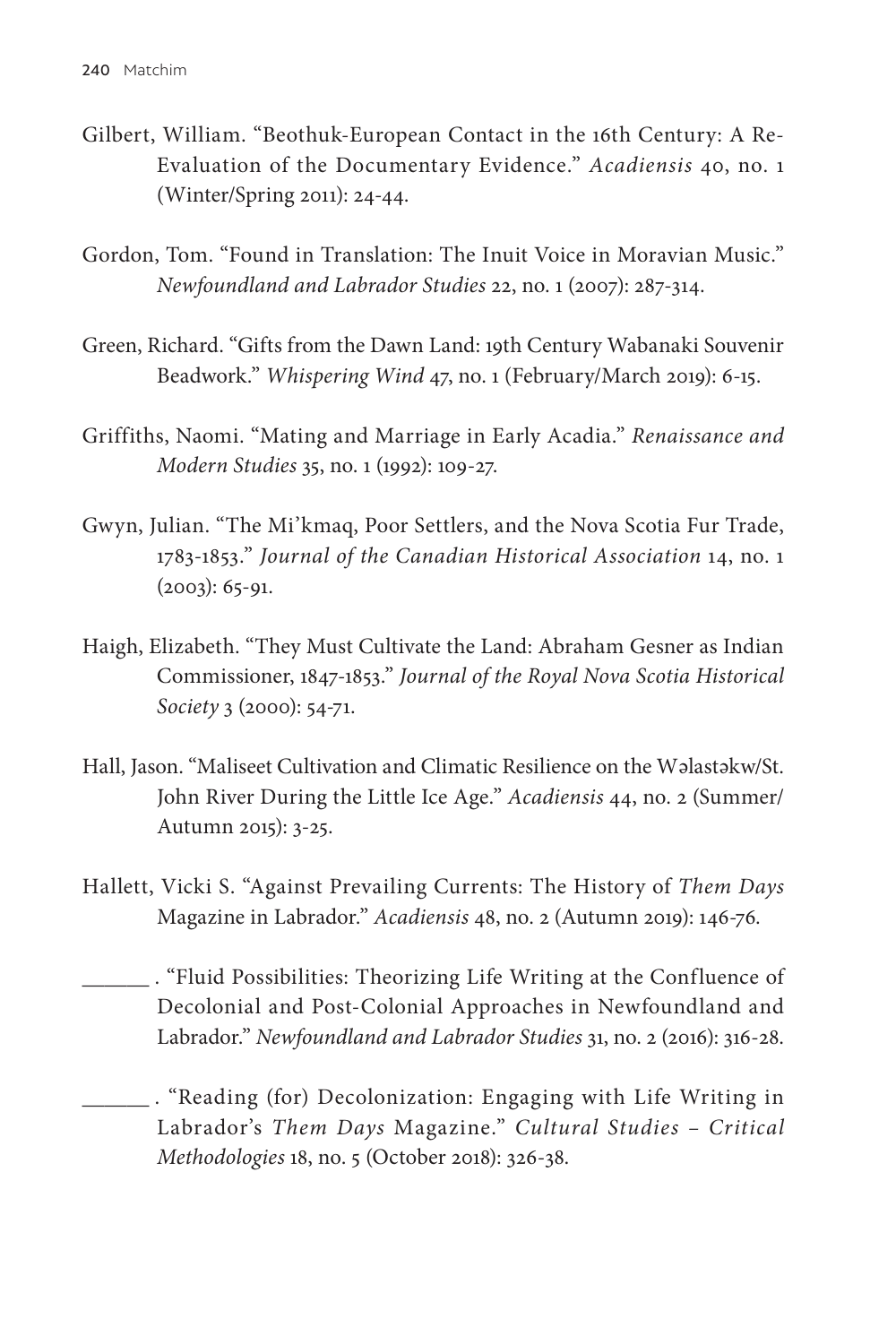Gilbert, William. "Beothuk-European Contact in the 16th Century: A Re-Evaluation of the Documentary Evidence." *Acadiensis* 40, no. 1 (Winter/Spring 2011): 24-44.

Gordon, Tom. "Found in Translation: The Inuit Voice in Moravian Music." *Newfoundland and Labrador Studies* 22, no. 1 (2007): 287-314.

Green, Richard. "Gifts from the Dawn Land: 19th Century Wabanaki Souvenir Beadwork." *Whispering Wind* 47, no. 1 (February/March 2019): 6-15.

Griffiths, Naomi. "Mating and Marriage in Early Acadia." *Renaissance and Modern Studies* 35, no. 1 (1992): 109-27.

Gwyn, Julian. "The Mi'kmaq, Poor Settlers, and the Nova Scotia Fur Trade, 1783-1853." *Journal of the Canadian Historical Association* 14, no. 1 (2003): 65-91.

Haigh, Elizabeth. "They Must Cultivate the Land: Abraham Gesner as Indian Commissioner, 1847-1853." *Journal of the Royal Nova Scotia Historical Society* 3 (2000): 54-71.

Hall, Jason. "Maliseet Cultivation and Climatic Resilience on the Wəlastəkw/St. John River During the Little Ice Age." *Acadiensis* 44, no. 2 (Summer/Autumn 2015): 3-25.

Hallett, Vicki S. "Against Prevailing Currents: The History of *Them Days* Magazine in Labrador." *Acadiensis* 48, no. 2 (Autumn 2019): 146-76.

______ . "Fluid Possibilities: Theorizing Life Writing at the Confluence of Decolonial and Post-Colonial Approaches in Newfoundland and Labrador." *Newfoundland and Labrador Studies* 31, no. 2 (2016): 316-28.

______ . "Reading (for) Decolonization: Engaging with Life Writing in Labrador's *Them Days* Magazine." *Cultural Studies – Critical Methodologies* 18, no. 5 (October 2018): 326-38.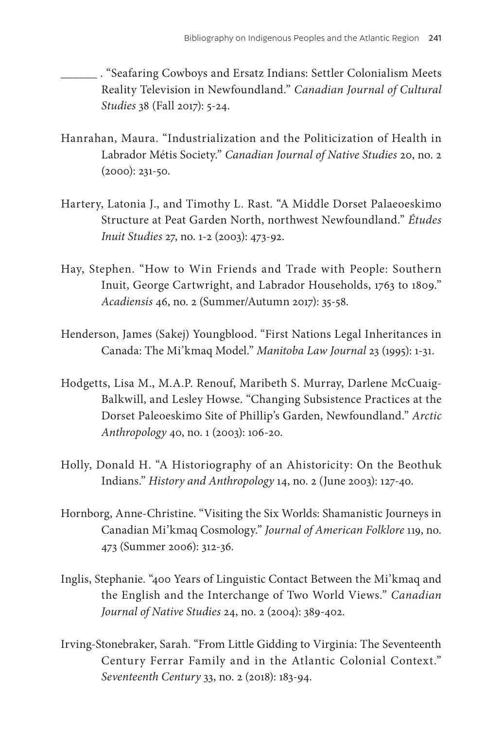\_\_\_\_\_\_ . "Seafaring Cowboys and Ersatz Indians: Settler Colonialism Meets Reality Television in Newfoundland." *Canadian Journal of Cultural Studies* 38 (Fall 2017): 5-24.

Hanrahan, Maura. "Industrialization and the Politicization of Health in Labrador Métis Society." *Canadian Journal of Native Studies* 20, no. 2 (2000): 231-50.

Hartery, Latonia J., and Timothy L. Rast. "A Middle Dorset Palaeoeskimo Structure at Peat Garden North, northwest Newfoundland." *Études Inuit Studies* 27, no. 1-2 (2003): 473-92.

Hay, Stephen. "How to Win Friends and Trade with People: Southern Inuit, George Cartwright, and Labrador Households, 1763 to 1809." *Acadiensis* 46, no. 2 (Summer/Autumn 2017): 35-58.

Henderson, James (Sakej) Youngblood. "First Nations Legal Inheritances in Canada: The Mi'kmaq Model." *Manitoba Law Journal* 23 (1995): 1-31.

Hodgetts, Lisa M., M.A.P. Renouf, Maribeth S. Murray, Darlene McCuaig-Balkwill, and Lesley Howse. "Changing Subsistence Practices at the Dorset Paleoeskimo Site of Phillip's Garden, Newfoundland." *Arctic Anthropology* 40, no. 1 (2003): 106-20.

Holly, Donald H. "A Historiography of an Ahistoricity: On the Beothuk Indians." *History and Anthropology* 14, no. 2 (June 2003): 127-40.

Hornborg, Anne-Christine. "Visiting the Six Worlds: Shamanistic Journeys in Canadian Mi'kmaq Cosmology." *Journal of American Folklore* 119, no. 473 (Summer 2006): 312-36.

Inglis, Stephanie. "400 Years of Linguistic Contact Between the Mi'kmaq and the English and the Interchange of Two World Views." *Canadian Journal of Native Studies* 24, no. 2 (2004): 389-402.

Irving-Stonebraker, Sarah. "From Little Gidding to Virginia: The Seventeenth Century Ferrar Family and in the Atlantic Colonial Context." *Seventeenth Century* 33, no. 2 (2018): 183-94.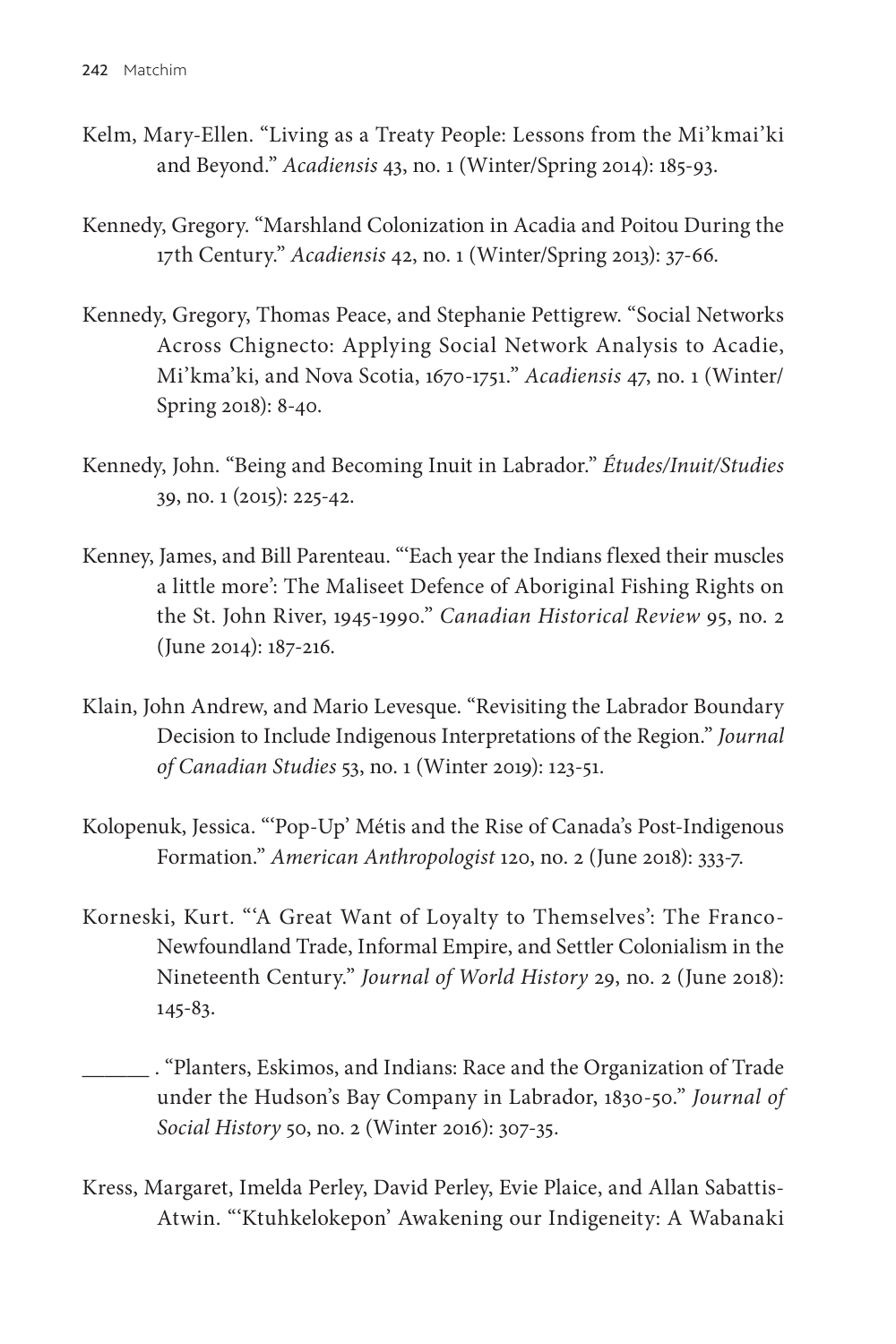Kelm, Mary-Ellen. "Living as a Treaty People: Lessons from the Mi'kmai'ki and Beyond." *Acadiensis* 43, no. 1 (Winter/Spring 2014): 185-93.

Kennedy, Gregory. "Marshland Colonization in Acadia and Poitou During the 17th Century." *Acadiensis* 42, no. 1 (Winter/Spring 2013): 37-66.

Kennedy, Gregory, Thomas Peace, and Stephanie Pettigrew. "Social Networks Across Chignecto: Applying Social Network Analysis to Acadie, Mi'kma'ki, and Nova Scotia, 1670-1751." *Acadiensis* 47, no. 1 (Winter/Spring 2018): 8-40.

Kennedy, John. "Being and Becoming Inuit in Labrador." *Études/Inuit/Studies* 39, no. 1 (2015): 225-42.

Kenney, James, and Bill Parenteau. "'Each year the Indians flexed their muscles a little more': The Maliseet Defence of Aboriginal Fishing Rights on the St. John River, 1945-1990." *Canadian Historical Review* 95, no. 2 (June 2014): 187-216.

Klain, John Andrew, and Mario Levesque. "Revisiting the Labrador Boundary Decision to Include Indigenous Interpretations of the Region." *Journal of Canadian Studies* 53, no. 1 (Winter 2019): 123-51.

Kolopenuk, Jessica. "'Pop-Up' Métis and the Rise of Canada's Post-Indigenous Formation." *American Anthropologist* 120, no. 2 (June 2018): 333-7.

Korneski, Kurt. "'A Great Want of Loyalty to Themselves': The Franco-Newfoundland Trade, Informal Empire, and Settler Colonialism in the Nineteenth Century." *Journal of World History* 29, no. 2 (June 2018): 145-83.

______ . "Planters, Eskimos, and Indians: Race and the Organization of Trade under the Hudson's Bay Company in Labrador, 1830-50." *Journal of Social History* 50, no. 2 (Winter 2016): 307-35.

Kress, Margaret, Imelda Perley, David Perley, Evie Plaice, and Allan Sabattis-Atwin. "'Ktuhkelokepon' Awakening our Indigeneity: A Wabanaki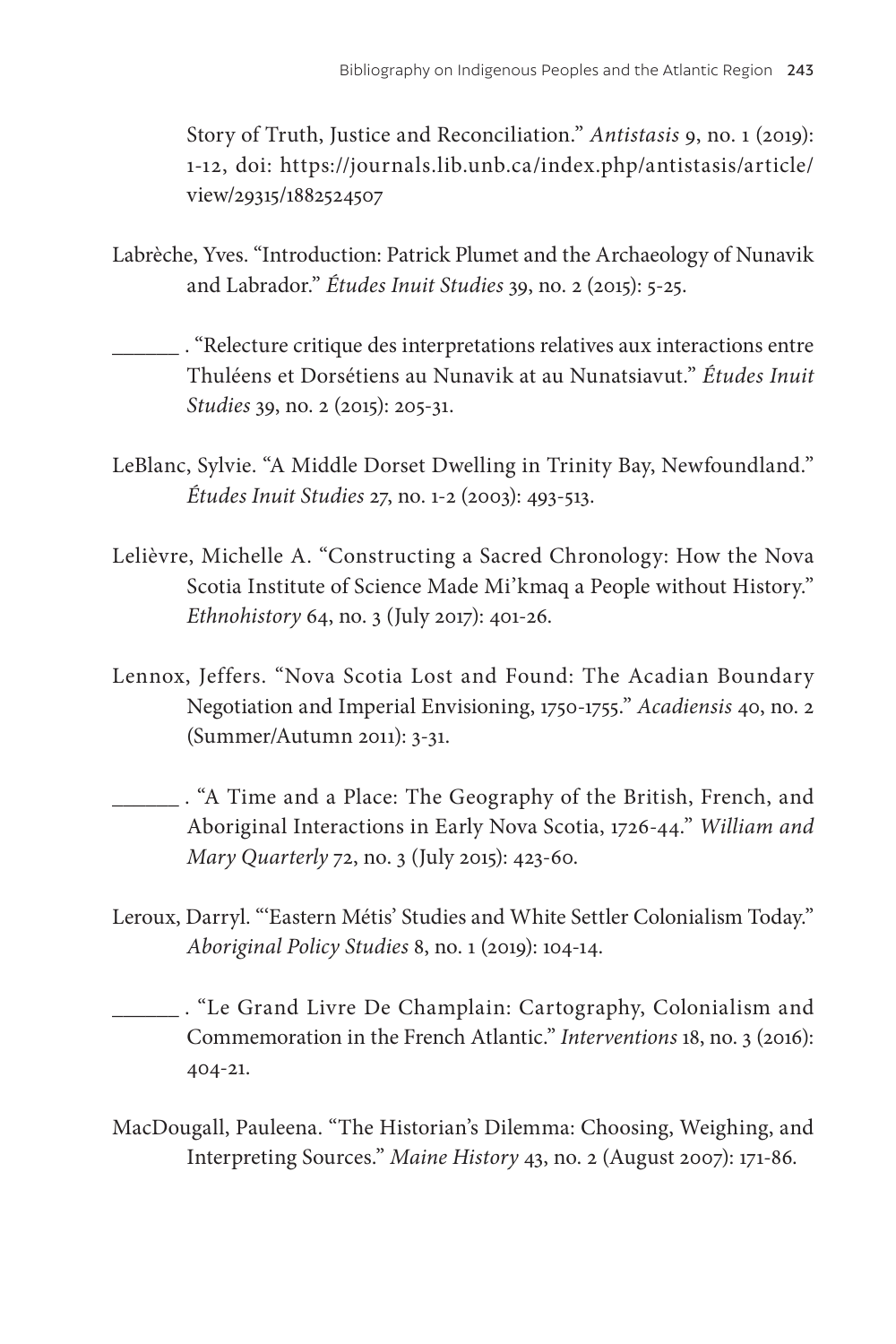Story of Truth, Justice and Reconciliation." *Antistasis* 9, no. 1 (2019): 1-12, doi: https://journals.lib.unb.ca/index.php/antistasis/article/view/29315/1882524507

Labrèche, Yves. "Introduction: Patrick Plumet and the Archaeology of Nunavik and Labrador." *Études Inuit Studies* 39, no. 2 (2015): 5-25.

______ . "Relecture critique des interpretations relatives aux interactions entre Thuléens et Dorsétiens au Nunavik at au Nunatsiavut." *Études Inuit Studies* 39, no. 2 (2015): 205-31.

LeBlanc, Sylvie. "A Middle Dorset Dwelling in Trinity Bay, Newfoundland." *Études Inuit Studies* 27, no. 1-2 (2003): 493-513.

Lelièvre, Michelle A. "Constructing a Sacred Chronology: How the Nova Scotia Institute of Science Made Mi'kmaq a People without History." *Ethnohistory* 64, no. 3 (July 2017): 401-26.

Lennox, Jeffers. "Nova Scotia Lost and Found: The Acadian Boundary Negotiation and Imperial Envisioning, 1750-1755." *Acadiensis* 40, no. 2 (Summer/Autumn 2011): 3-31.

______ . "A Time and a Place: The Geography of the British, French, and Aboriginal Interactions in Early Nova Scotia, 1726-44." *William and Mary Quarterly* 72, no. 3 (July 2015): 423-60.

Leroux, Darryl. "'Eastern Métis' Studies and White Settler Colonialism Today." *Aboriginal Policy Studies* 8, no. 1 (2019): 104-14.

______ . "Le Grand Livre De Champlain: Cartography, Colonialism and Commemoration in the French Atlantic." *Interventions* 18, no. 3 (2016): 404-21.

MacDougall, Pauleena. "The Historian's Dilemma: Choosing, Weighing, and Interpreting Sources." *Maine History* 43, no. 2 (August 2007): 171-86.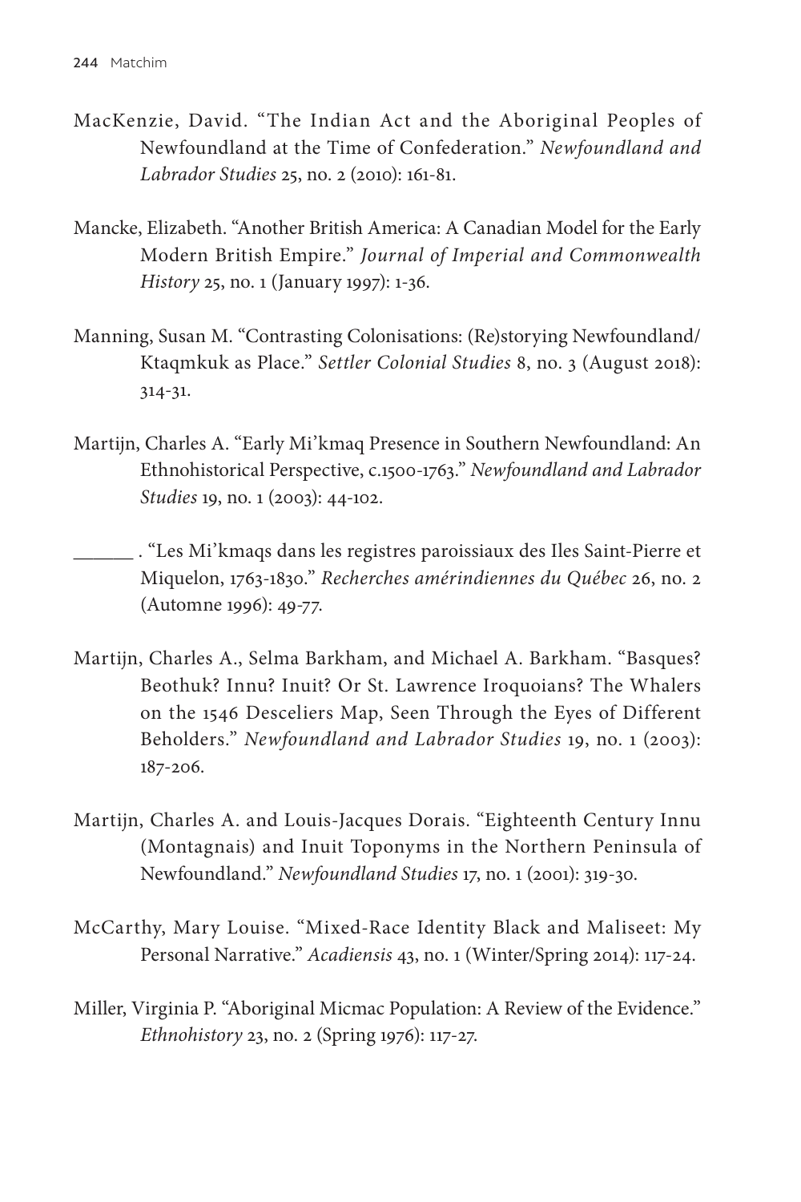MacKenzie, David. "The Indian Act and the Aboriginal Peoples of Newfoundland at the Time of Confederation." *Newfoundland and Labrador Studies* 25, no. 2 (2010): 161-81.

Mancke, Elizabeth. "Another British America: A Canadian Model for the Early Modern British Empire." *Journal of Imperial and Commonwealth History* 25, no. 1 (January 1997): 1-36.

Manning, Susan M. "Contrasting Colonisations: (Re)storying Newfoundland/Ktaqmkuk as Place." *Settler Colonial Studies* 8, no. 3 (August 2018): 314-31.

Martijn, Charles A. "Early Mi'kmaq Presence in Southern Newfoundland: An Ethnohistorical Perspective, c.1500-1763." *Newfoundland and Labrador Studies* 19, no. 1 (2003): 44-102.

______ . "Les Mi'kmaqs dans les registres paroissiaux des Iles Saint-Pierre et Miquelon, 1763-1830." *Recherches amérindiennes du Québec* 26, no. 2 (Automne 1996): 49-77.

Martijn, Charles A., Selma Barkham, and Michael A. Barkham. "Basques? Beothuk? Innu? Inuit? Or St. Lawrence Iroquoians? The Whalers on the 1546 Desceliers Map, Seen Through the Eyes of Different Beholders." *Newfoundland and Labrador Studies* 19, no. 1 (2003): 187-206.

Martijn, Charles A. and Louis-Jacques Dorais. "Eighteenth Century Innu (Montagnais) and Inuit Toponyms in the Northern Peninsula of Newfoundland." *Newfoundland Studies* 17, no. 1 (2001): 319-30.

McCarthy, Mary Louise. "Mixed-Race Identity Black and Maliseet: My Personal Narrative." *Acadiensis* 43, no. 1 (Winter/Spring 2014): 117-24.

Miller, Virginia P. "Aboriginal Micmac Population: A Review of the Evidence." *Ethnohistory* 23, no. 2 (Spring 1976): 117-27.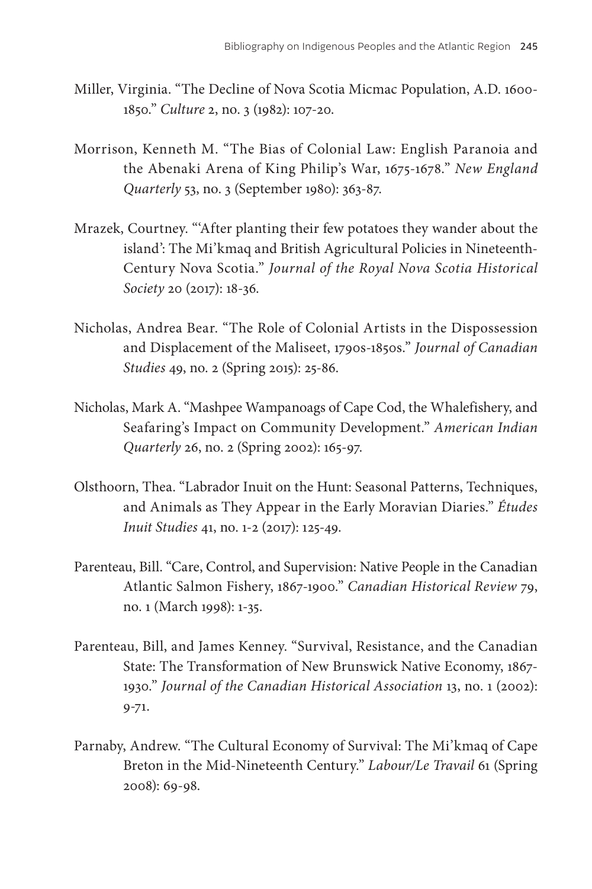Miller, Virginia. “The Decline of Nova Scotia Micmac Population, A.D. 1600-1850.” *Culture* 2, no. 3 (1982): 107-20.

Morrison, Kenneth M. “The Bias of Colonial Law: English Paranoia and the Abenaki Arena of King Philip’s War, 1675-1678.” *New England Quarterly* 53, no. 3 (September 1980): 363-87.

Mrazek, Courtney. “‘After planting their few potatoes they wander about the island’: The Mi’kmaq and British Agricultural Policies in Nineteenth-Century Nova Scotia.” *Journal of the Royal Nova Scotia Historical Society* 20 (2017): 18-36.

Nicholas, Andrea Bear. “The Role of Colonial Artists in the Dispossession and Displacement of the Maliseet, 1790s-1850s.” *Journal of Canadian Studies* 49, no. 2 (Spring 2015): 25-86.

Nicholas, Mark A. “Mashpee Wampanoags of Cape Cod, the Whalefishery, and Seafaring’s Impact on Community Development.” *American Indian Quarterly* 26, no. 2 (Spring 2002): 165-97.

Olsthoorn, Thea. “Labrador Inuit on the Hunt: Seasonal Patterns, Techniques, and Animals as They Appear in the Early Moravian Diaries.” *Études Inuit Studies* 41, no. 1-2 (2017): 125-49.

Parenteau, Bill. “Care, Control, and Supervision: Native People in the Canadian Atlantic Salmon Fishery, 1867-1900.” *Canadian Historical Review* 79, no. 1 (March 1998): 1-35.

Parenteau, Bill, and James Kenney. “Survival, Resistance, and the Canadian State: The Transformation of New Brunswick Native Economy, 1867-1930.” *Journal of the Canadian Historical Association* 13, no. 1 (2002): 9-71.

Parnaby, Andrew. “The Cultural Economy of Survival: The Mi’kmaq of Cape Breton in the Mid-Nineteenth Century.” *Labour/Le Travail* 61 (Spring 2008): 69-98.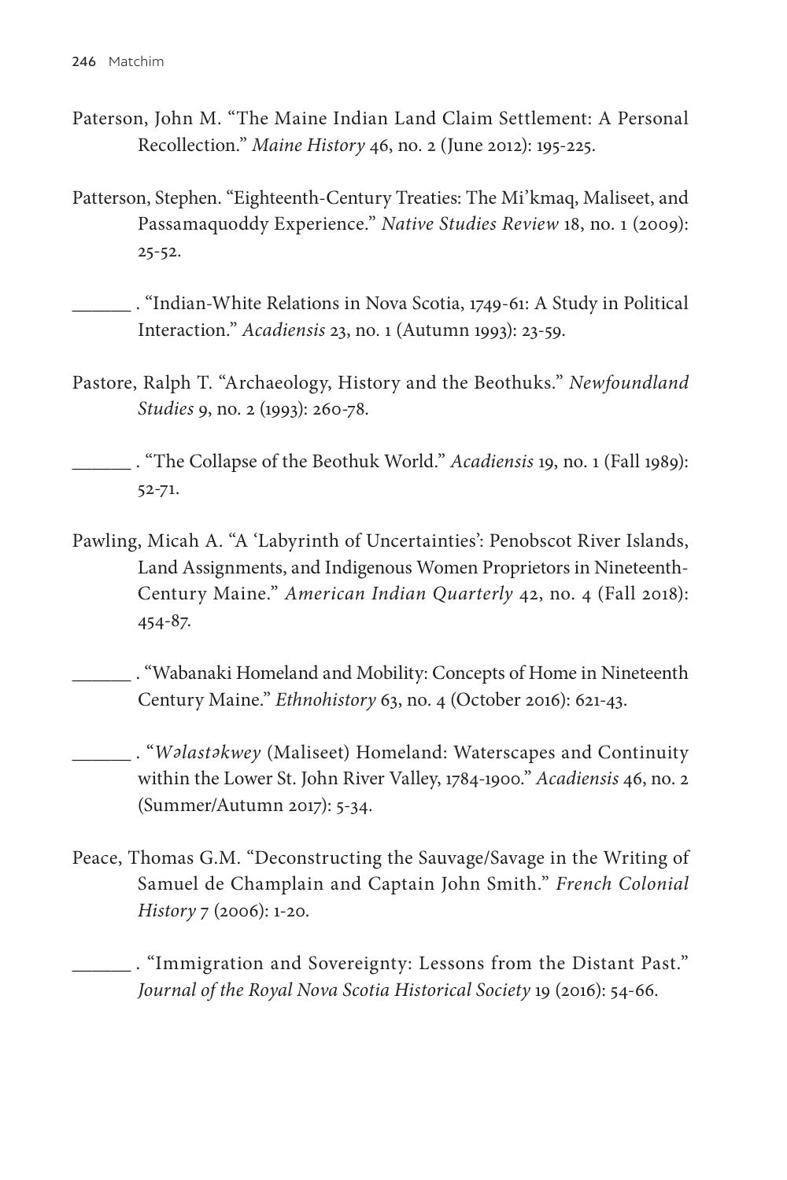Paterson, John M. "The Maine Indian Land Claim Settlement: A Personal Recollection." *Maine History* 46, no. 2 (June 2012): 195-225.

Patterson, Stephen. "Eighteenth-Century Treaties: The Mi'kmaq, Maliseet, and Passamaquoddy Experience." *Native Studies Review* 18, no. 1 (2009): 25-52.

______ . "Indian-White Relations in Nova Scotia, 1749-61: A Study in Political Interaction." *Acadiensis* 23, no. 1 (Autumn 1993): 23-59.

Pastore, Ralph T. "Archaeology, History and the Beothuks." *Newfoundland Studies* 9, no. 2 (1993): 260-78.

______ . "The Collapse of the Beothuk World." *Acadiensis* 19, no. 1 (Fall 1989): 52-71.

Pawling, Micah A. "A 'Labyrinth of Uncertainties': Penobscot River Islands, Land Assignments, and Indigenous Women Proprietors in Nineteenth-Century Maine." *American Indian Quarterly* 42, no. 4 (Fall 2018): 454-87.

______ . "Wabanaki Homeland and Mobility: Concepts of Home in Nineteenth Century Maine." *Ethnohistory* 63, no. 4 (October 2016): 621-43.

______ . "*Wəlastəkwey* (Maliseet) Homeland: Waterscapes and Continuity within the Lower St. John River Valley, 1784-1900." *Acadiensis* 46, no. 2 (Summer/Autumn 2017): 5-34.

Peace, Thomas G.M. "Deconstructing the Sauvage/Savage in the Writing of Samuel de Champlain and Captain John Smith." *French Colonial History* 7 (2006): 1-20.

______ . "Immigration and Sovereignty: Lessons from the Distant Past." *Journal of the Royal Nova Scotia Historical Society* 19 (2016): 54-66.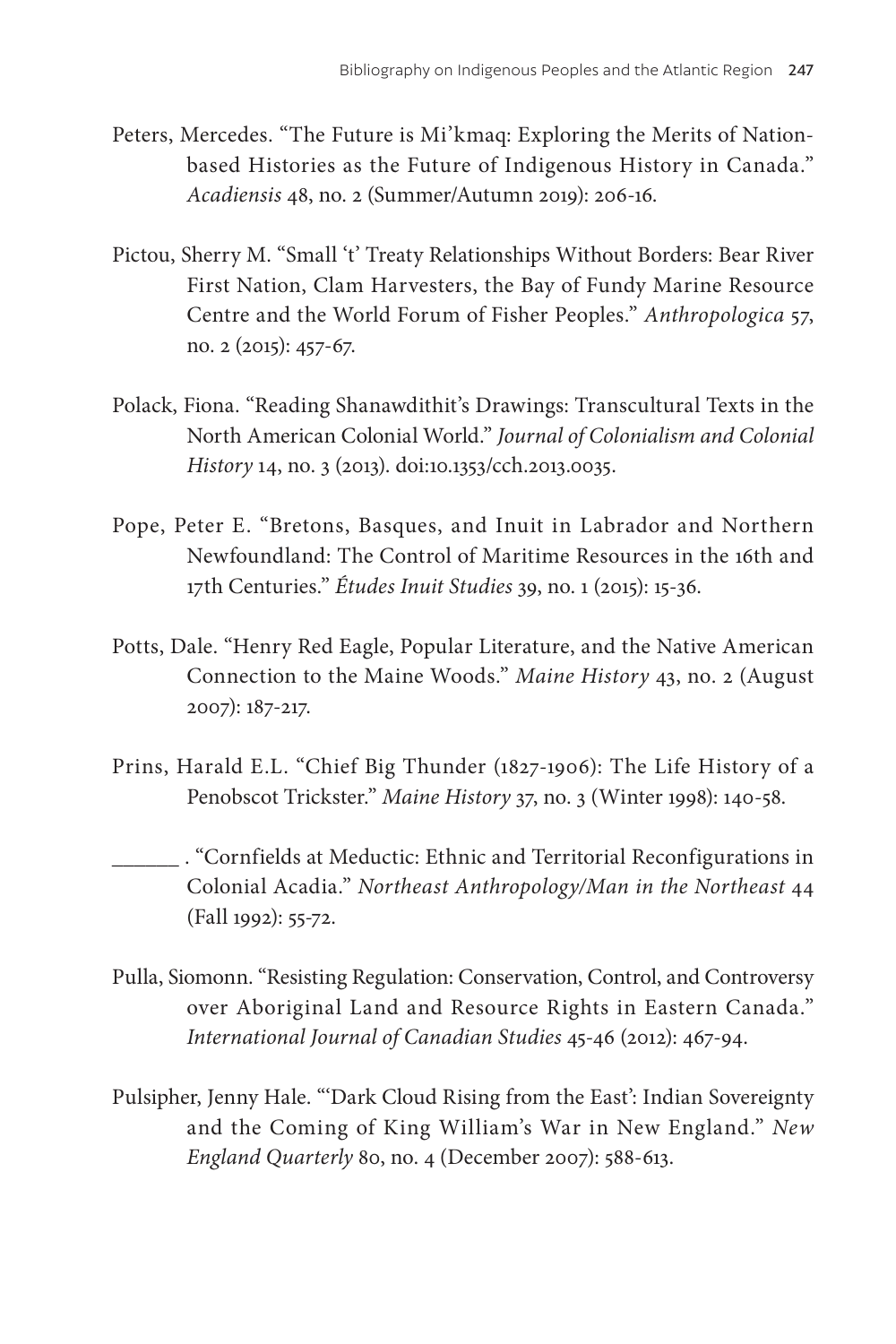Peters, Mercedes. "The Future is Mi'kmaq: Exploring the Merits of Nation-based Histories as the Future of Indigenous History in Canada." *Acadiensis* 48, no. 2 (Summer/Autumn 2019): 206-16.

Pictou, Sherry M. "Small 't' Treaty Relationships Without Borders: Bear River First Nation, Clam Harvesters, the Bay of Fundy Marine Resource Centre and the World Forum of Fisher Peoples." *Anthropologica* 57, no. 2 (2015): 457-67.

Polack, Fiona. "Reading Shanawdithit's Drawings: Transcultural Texts in the North American Colonial World." *Journal of Colonialism and Colonial History* 14, no. 3 (2013). doi:10.1353/cch.2013.0035.

Pope, Peter E. "Bretons, Basques, and Inuit in Labrador and Northern Newfoundland: The Control of Maritime Resources in the 16th and 17th Centuries." *Études Inuit Studies* 39, no. 1 (2015): 15-36.

Potts, Dale. "Henry Red Eagle, Popular Literature, and the Native American Connection to the Maine Woods." *Maine History* 43, no. 2 (August 2007): 187-217.

Prins, Harald E.L. "Chief Big Thunder (1827-1906): The Life History of a Penobscot Trickster." *Maine History* 37, no. 3 (Winter 1998): 140-58.

______ . "Cornfields at Meductic: Ethnic and Territorial Reconfigurations in Colonial Acadia." *Northeast Anthropology/Man in the Northeast* 44 (Fall 1992): 55-72.

Pulla, Siomonn. "Resisting Regulation: Conservation, Control, and Controversy over Aboriginal Land and Resource Rights in Eastern Canada." *International Journal of Canadian Studies* 45-46 (2012): 467-94.

Pulsipher, Jenny Hale. "'Dark Cloud Rising from the East': Indian Sovereignty and the Coming of King William's War in New England." *New England Quarterly* 80, no. 4 (December 2007): 588-613.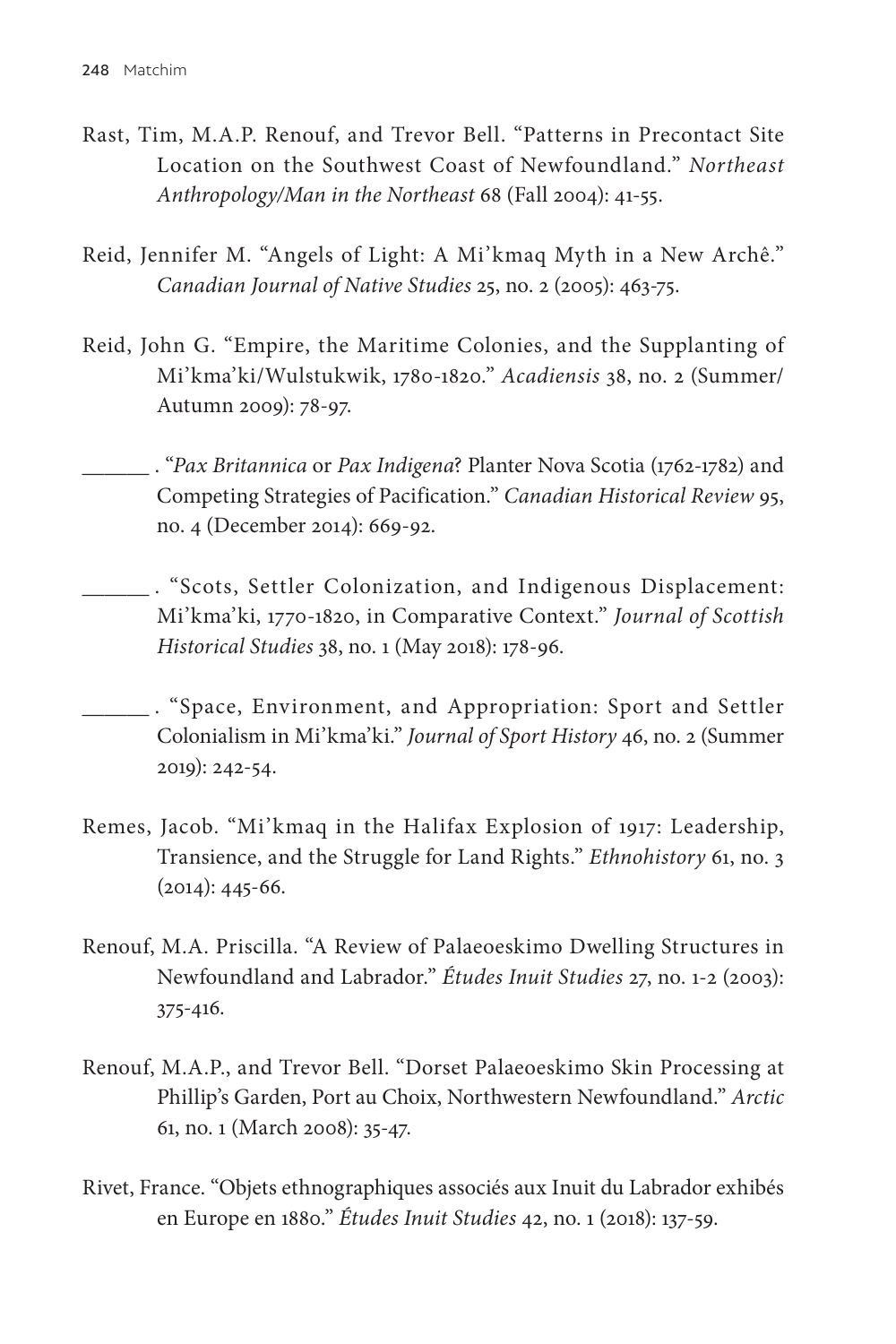Rast, Tim, M.A.P. Renouf, and Trevor Bell. "Patterns in Precontact Site Location on the Southwest Coast of Newfoundland." *Northeast Anthropology/Man in the Northeast* 68 (Fall 2004): 41-55.

Reid, Jennifer M. "Angels of Light: A Mi'kmaq Myth in a New Archê." *Canadian Journal of Native Studies* 25, no. 2 (2005): 463-75.

Reid, John G. "Empire, the Maritime Colonies, and the Supplanting of Mi'kma'ki/Wulstukwik, 1780-1820." *Acadiensis* 38, no. 2 (Summer/Autumn 2009): 78-97.

______ . "*Pax Britannica* or *Pax Indigena*? Planter Nova Scotia (1762-1782) and Competing Strategies of Pacification." *Canadian Historical Review* 95, no. 4 (December 2014): 669-92.

______ . "Scots, Settler Colonization, and Indigenous Displacement: Mi'kma'ki, 1770-1820, in Comparative Context." *Journal of Scottish Historical Studies* 38, no. 1 (May 2018): 178-96.

______ . "Space, Environment, and Appropriation: Sport and Settler Colonialism in Mi'kma'ki." *Journal of Sport History* 46, no. 2 (Summer 2019): 242-54.

Remes, Jacob. "Mi'kmaq in the Halifax Explosion of 1917: Leadership, Transience, and the Struggle for Land Rights." *Ethnohistory* 61, no. 3 (2014): 445-66.

Renouf, M.A. Priscilla. "A Review of Palaeoeskimo Dwelling Structures in Newfoundland and Labrador." *Études Inuit Studies* 27, no. 1-2 (2003): 375-416.

Renouf, M.A.P., and Trevor Bell. "Dorset Palaeoeskimo Skin Processing at Phillip's Garden, Port au Choix, Northwestern Newfoundland." *Arctic* 61, no. 1 (March 2008): 35-47.

Rivet, France. "Objets ethnographiques associés aux Inuit du Labrador exhibés en Europe en 1880." *Études Inuit Studies* 42, no. 1 (2018): 137-59.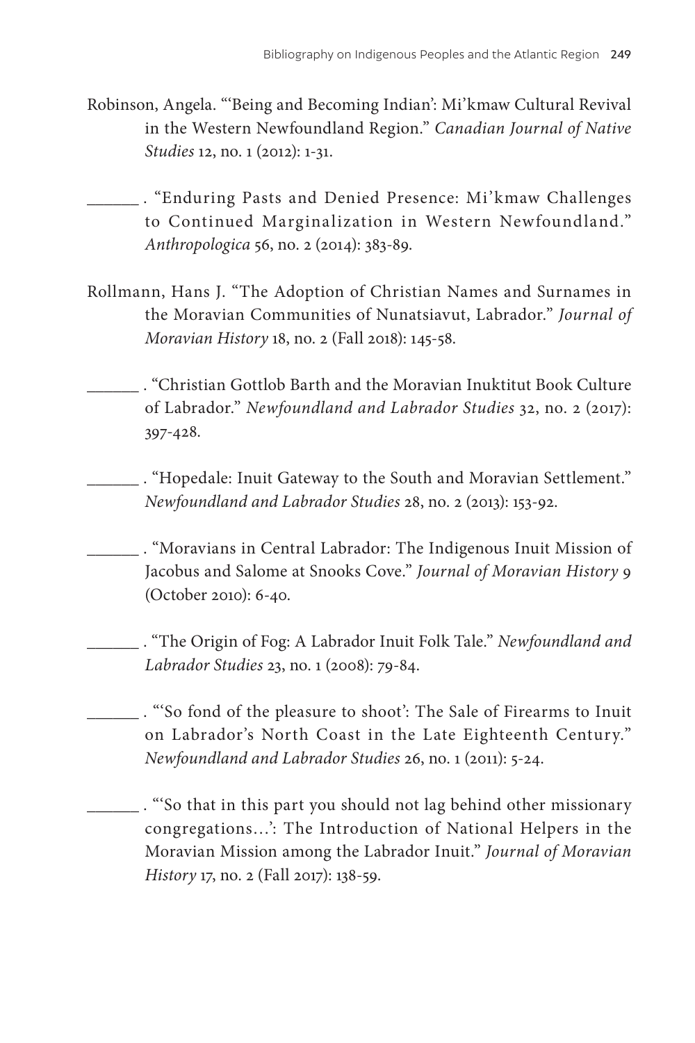Robinson, Angela. "'Being and Becoming Indian': Mi'kmaw Cultural Revival in the Western Newfoundland Region." *Canadian Journal of Native Studies* 12, no. 1 (2012): 1-31.

______ . "Enduring Pasts and Denied Presence: Mi'kmaw Challenges to Continued Marginalization in Western Newfoundland." *Anthropologica* 56, no. 2 (2014): 383-89.

Rollmann, Hans J. "The Adoption of Christian Names and Surnames in the Moravian Communities of Nunatsiavut, Labrador." *Journal of Moravian History* 18, no. 2 (Fall 2018): 145-58.

______ . "Christian Gottlob Barth and the Moravian Inuktitut Book Culture of Labrador." *Newfoundland and Labrador Studies* 32, no. 2 (2017): 397-428.

______ . "Hopedale: Inuit Gateway to the South and Moravian Settlement." *Newfoundland and Labrador Studies* 28, no. 2 (2013): 153-92.

______ . "Moravians in Central Labrador: The Indigenous Inuit Mission of Jacobus and Salome at Snooks Cove." *Journal of Moravian History* 9 (October 2010): 6-40.

______ . "The Origin of Fog: A Labrador Inuit Folk Tale." *Newfoundland and Labrador Studies* 23, no. 1 (2008): 79-84.

______ . "'So fond of the pleasure to shoot': The Sale of Firearms to Inuit on Labrador's North Coast in the Late Eighteenth Century." *Newfoundland and Labrador Studies* 26, no. 1 (2011): 5-24.

______ . "'So that in this part you should not lag behind other missionary congregations…': The Introduction of National Helpers in the Moravian Mission among the Labrador Inuit." *Journal of Moravian History* 17, no. 2 (Fall 2017): 138-59.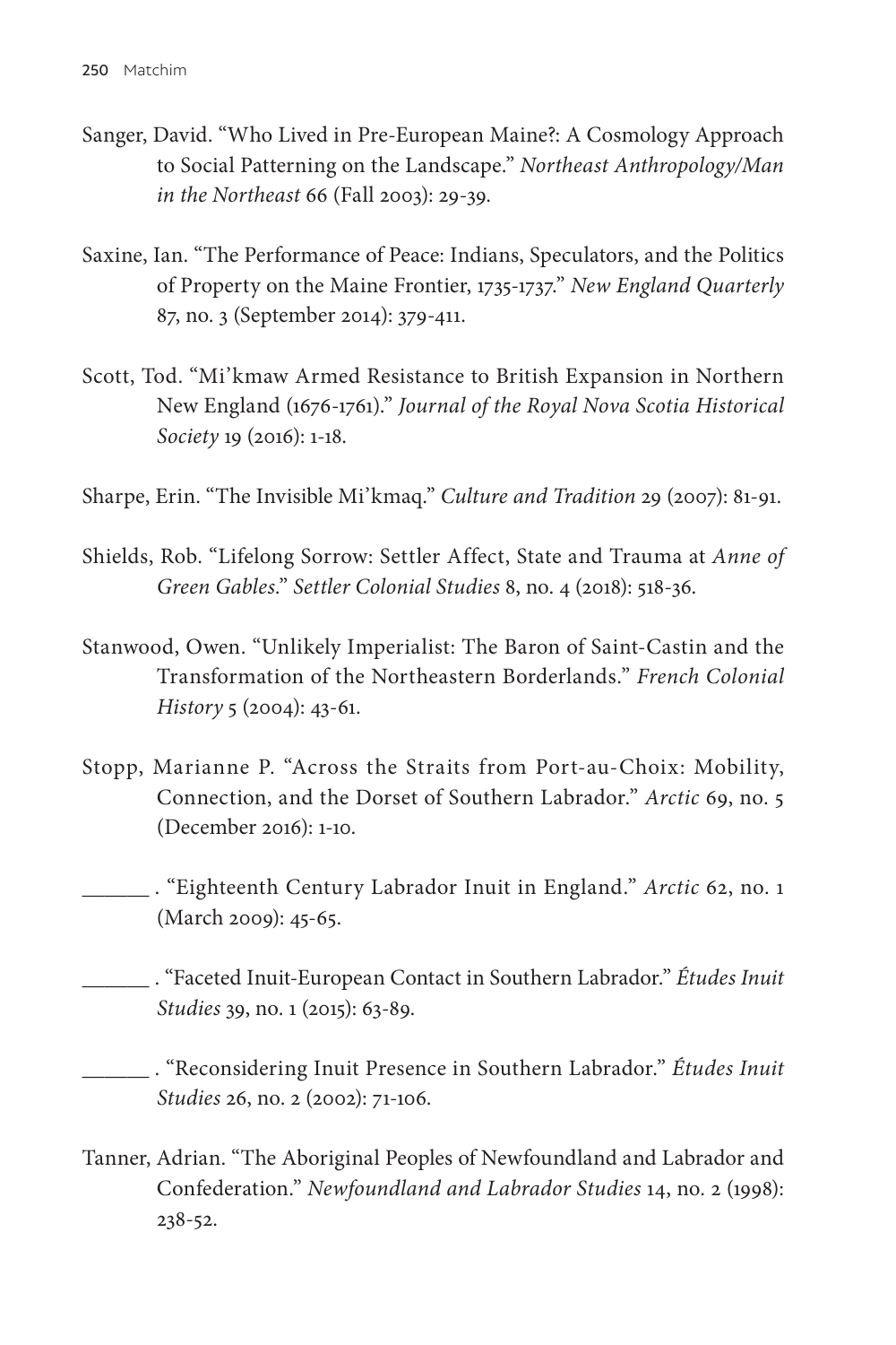Sanger, David. "Who Lived in Pre-European Maine?: A Cosmology Approach to Social Patterning on the Landscape." *Northeast Anthropology/Man in the Northeast* 66 (Fall 2003): 29-39.

Saxine, Ian. "The Performance of Peace: Indians, Speculators, and the Politics of Property on the Maine Frontier, 1735-1737." *New England Quarterly* 87, no. 3 (September 2014): 379-411.

Scott, Tod. "Mi'kmaw Armed Resistance to British Expansion in Northern New England (1676-1761)." *Journal of the Royal Nova Scotia Historical Society* 19 (2016): 1-18.

Sharpe, Erin. "The Invisible Mi'kmaq." *Culture and Tradition* 29 (2007): 81-91.

Shields, Rob. "Lifelong Sorrow: Settler Affect, State and Trauma at *Anne of Green Gables*." *Settler Colonial Studies* 8, no. 4 (2018): 518-36.

Stanwood, Owen. "Unlikely Imperialist: The Baron of Saint-Castin and the Transformation of the Northeastern Borderlands." *French Colonial History* 5 (2004): 43-61.

Stopp, Marianne P. "Across the Straits from Port-au-Choix: Mobility, Connection, and the Dorset of Southern Labrador." *Arctic* 69, no. 5 (December 2016): 1-10.

______ . "Eighteenth Century Labrador Inuit in England." *Arctic* 62, no. 1 (March 2009): 45-65.

______ . "Faceted Inuit-European Contact in Southern Labrador." *Études Inuit Studies* 39, no. 1 (2015): 63-89.

______ . "Reconsidering Inuit Presence in Southern Labrador." *Études Inuit Studies* 26, no. 2 (2002): 71-106.

Tanner, Adrian. "The Aboriginal Peoples of Newfoundland and Labrador and Confederation." *Newfoundland and Labrador Studies* 14, no. 2 (1998): 238-52.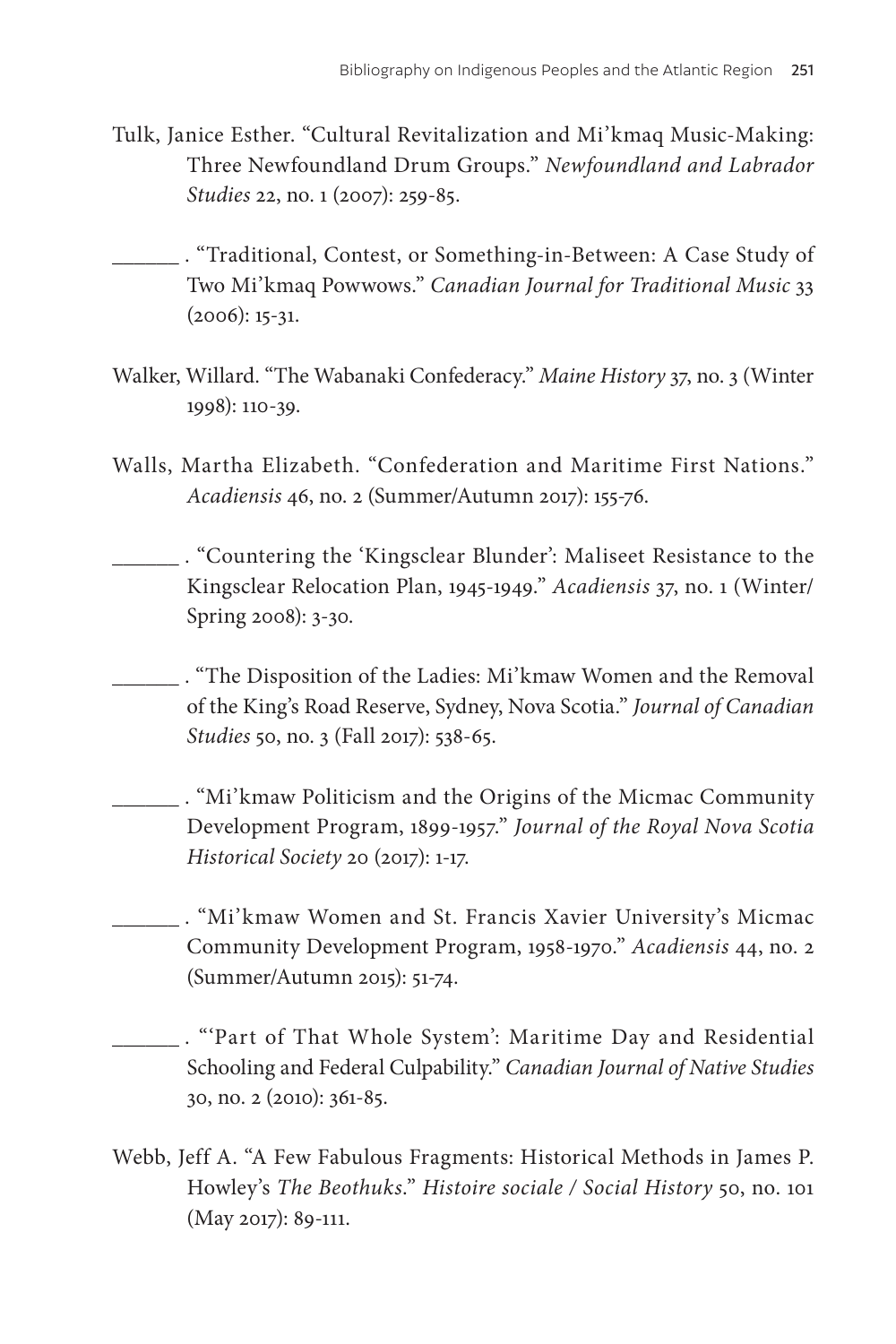Tulk, Janice Esther. "Cultural Revitalization and Mi'kmaq Music-Making: Three Newfoundland Drum Groups." *Newfoundland and Labrador Studies* 22, no. 1 (2007): 259-85.

______ . "Traditional, Contest, or Something-in-Between: A Case Study of Two Mi'kmaq Powwows." *Canadian Journal for Traditional Music* 33 (2006): 15-31.

Walker, Willard. "The Wabanaki Confederacy." *Maine History* 37, no. 3 (Winter 1998): 110-39.

Walls, Martha Elizabeth. "Confederation and Maritime First Nations." *Acadiensis* 46, no. 2 (Summer/Autumn 2017): 155-76.

______ . "Countering the 'Kingsclear Blunder': Maliseet Resistance to the Kingsclear Relocation Plan, 1945-1949." *Acadiensis* 37, no. 1 (Winter/Spring 2008): 3-30.

______ . "The Disposition of the Ladies: Mi'kmaw Women and the Removal of the King's Road Reserve, Sydney, Nova Scotia." *Journal of Canadian Studies* 50, no. 3 (Fall 2017): 538-65.

______ . "Mi'kmaw Politicism and the Origins of the Micmac Community Development Program, 1899-1957." *Journal of the Royal Nova Scotia Historical Society* 20 (2017): 1-17.

______ . "Mi'kmaw Women and St. Francis Xavier University's Micmac Community Development Program, 1958-1970." *Acadiensis* 44, no. 2 (Summer/Autumn 2015): 51-74.

______ . "'Part of That Whole System': Maritime Day and Residential Schooling and Federal Culpability." *Canadian Journal of Native Studies* 30, no. 2 (2010): 361-85.

Webb, Jeff A. "A Few Fabulous Fragments: Historical Methods in James P. Howley's *The Beothuks*." *Histoire sociale / Social History* 50, no. 101 (May 2017): 89-111.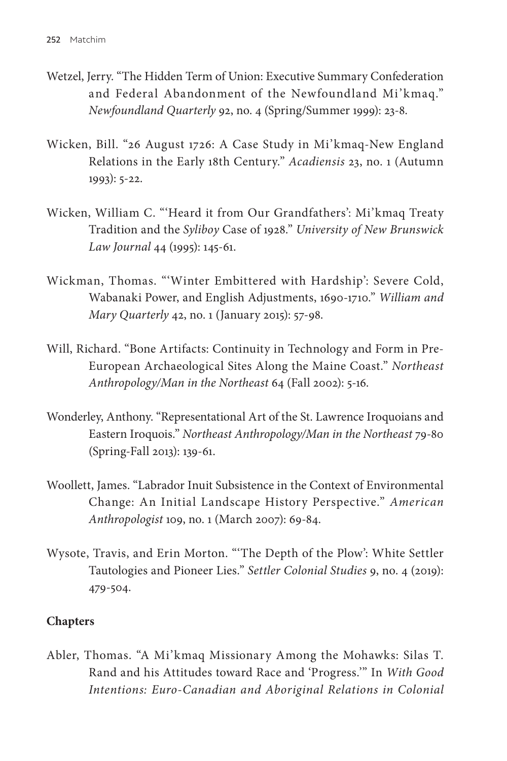Wetzel, Jerry. "The Hidden Term of Union: Executive Summary Confederation and Federal Abandonment of the Newfoundland Mi'kmaq." *Newfoundland Quarterly* 92, no. 4 (Spring/Summer 1999): 23-8.

Wicken, Bill. "26 August 1726: A Case Study in Mi'kmaq-New England Relations in the Early 18th Century." *Acadiensis* 23, no. 1 (Autumn 1993): 5-22.

Wicken, William C. "'Heard it from Our Grandfathers': Mi'kmaq Treaty Tradition and the *Syliboy* Case of 1928." *University of New Brunswick Law Journal* 44 (1995): 145-61.

Wickman, Thomas. "'Winter Embittered with Hardship': Severe Cold, Wabanaki Power, and English Adjustments, 1690-1710." *William and Mary Quarterly* 42, no. 1 (January 2015): 57-98.

Will, Richard. "Bone Artifacts: Continuity in Technology and Form in Pre-European Archaeological Sites Along the Maine Coast." *Northeast Anthropology/Man in the Northeast* 64 (Fall 2002): 5-16.

Wonderley, Anthony. "Representational Art of the St. Lawrence Iroquoians and Eastern Iroquois." *Northeast Anthropology/Man in the Northeast* 79-80 (Spring-Fall 2013): 139-61.

Woollett, James. "Labrador Inuit Subsistence in the Context of Environmental Change: An Initial Landscape History Perspective." *American Anthropologist* 109, no. 1 (March 2007): 69-84.

Wysote, Travis, and Erin Morton. "'The Depth of the Plow': White Settler Tautologies and Pioneer Lies." *Settler Colonial Studies* 9, no. 4 (2019): 479-504.

**Chapters**

Abler, Thomas. "A Mi'kmaq Missionary Among the Mohawks: Silas T. Rand and his Attitudes toward Race and 'Progress.'" In *With Good Intentions: Euro-Canadian and Aboriginal Relations in Colonial*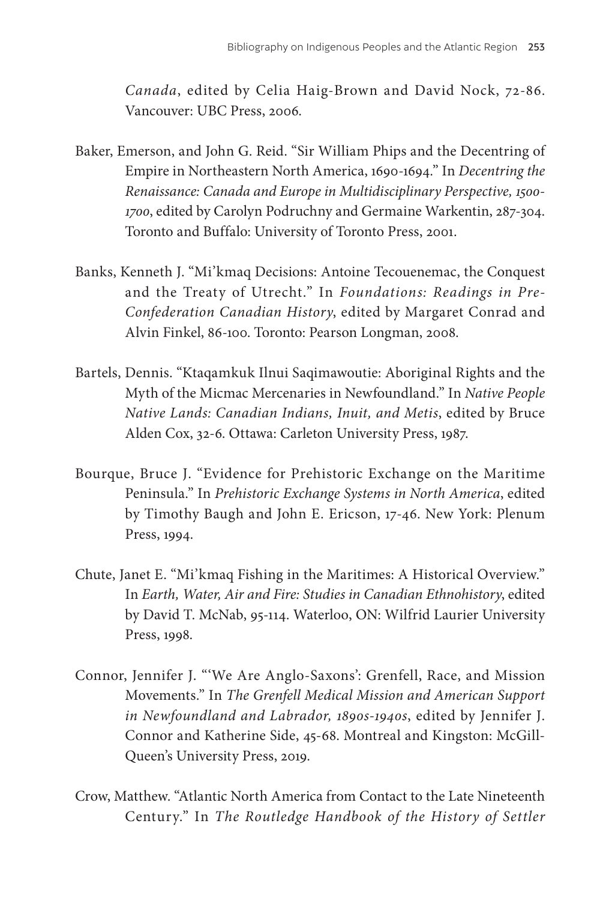*Canada*, edited by Celia Haig-Brown and David Nock, 72-86. Vancouver: UBC Press, 2006.

Baker, Emerson, and John G. Reid. "Sir William Phips and the Decentring of Empire in Northeastern North America, 1690-1694." In *Decentring the Renaissance: Canada and Europe in Multidisciplinary Perspective, 1500-1700*, edited by Carolyn Podruchny and Germaine Warkentin, 287-304. Toronto and Buffalo: University of Toronto Press, 2001.

Banks, Kenneth J. "Mi'kmaq Decisions: Antoine Tecouenemac, the Conquest and the Treaty of Utrecht." In *Foundations: Readings in Pre-Confederation Canadian History*, edited by Margaret Conrad and Alvin Finkel, 86-100. Toronto: Pearson Longman, 2008.

Bartels, Dennis. "Ktaqamkuk Ilnui Saqimawoutie: Aboriginal Rights and the Myth of the Micmac Mercenaries in Newfoundland." In *Native People Native Lands: Canadian Indians, Inuit, and Metis*, edited by Bruce Alden Cox, 32-6. Ottawa: Carleton University Press, 1987.

Bourque, Bruce J. "Evidence for Prehistoric Exchange on the Maritime Peninsula." In *Prehistoric Exchange Systems in North America*, edited by Timothy Baugh and John E. Ericson, 17-46. New York: Plenum Press, 1994.

Chute, Janet E. "Mi'kmaq Fishing in the Maritimes: A Historical Overview." In *Earth, Water, Air and Fire: Studies in Canadian Ethnohistory*, edited by David T. McNab, 95-114. Waterloo, ON: Wilfrid Laurier University Press, 1998.

Connor, Jennifer J. "'We Are Anglo-Saxons': Grenfell, Race, and Mission Movements." In *The Grenfell Medical Mission and American Support in Newfoundland and Labrador, 1890s-1940s*, edited by Jennifer J. Connor and Katherine Side, 45-68. Montreal and Kingston: McGill-Queen's University Press, 2019.

Crow, Matthew. "Atlantic North America from Contact to the Late Nineteenth Century." In *The Routledge Handbook of the History of Settler*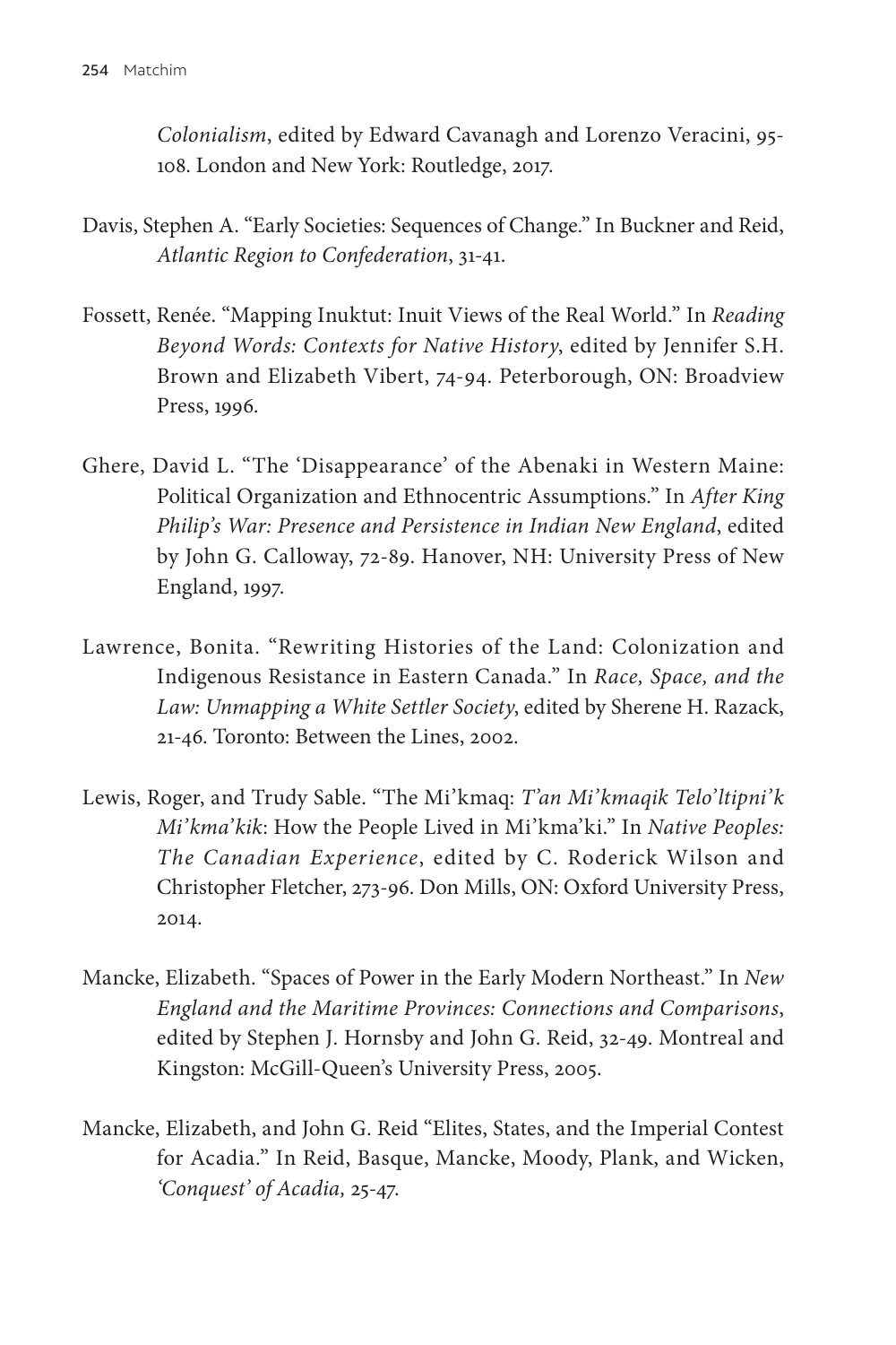*Colonialism*, edited by Edward Cavanagh and Lorenzo Veracini, 95-108. London and New York: Routledge, 2017.

Davis, Stephen A. "Early Societies: Sequences of Change." In Buckner and Reid, *Atlantic Region to Confederation*, 31-41.

Fossett, Renée. "Mapping Inuktut: Inuit Views of the Real World." In *Reading Beyond Words: Contexts for Native History*, edited by Jennifer S.H. Brown and Elizabeth Vibert, 74-94. Peterborough, ON: Broadview Press, 1996.

Ghere, David L. "The 'Disappearance' of the Abenaki in Western Maine: Political Organization and Ethnocentric Assumptions." In *After King Philip's War: Presence and Persistence in Indian New England*, edited by John G. Calloway, 72-89. Hanover, NH: University Press of New England, 1997.

Lawrence, Bonita. "Rewriting Histories of the Land: Colonization and Indigenous Resistance in Eastern Canada." In *Race, Space, and the Law: Unmapping a White Settler Society*, edited by Sherene H. Razack, 21-46. Toronto: Between the Lines, 2002.

Lewis, Roger, and Trudy Sable. "The Mi'kmaq: *T'an Mi'kmaqik Telo'ltipni'k Mi'kma'kik*: How the People Lived in Mi'kma'ki." In *Native Peoples: The Canadian Experience*, edited by C. Roderick Wilson and Christopher Fletcher, 273-96. Don Mills, ON: Oxford University Press, 2014.

Mancke, Elizabeth. "Spaces of Power in the Early Modern Northeast." In *New England and the Maritime Provinces: Connections and Comparisons*, edited by Stephen J. Hornsby and John G. Reid, 32-49. Montreal and Kingston: McGill-Queen's University Press, 2005.

Mancke, Elizabeth, and John G. Reid "Elites, States, and the Imperial Contest for Acadia." In Reid, Basque, Mancke, Moody, Plank, and Wicken, *'Conquest' of Acadia,* 25-47.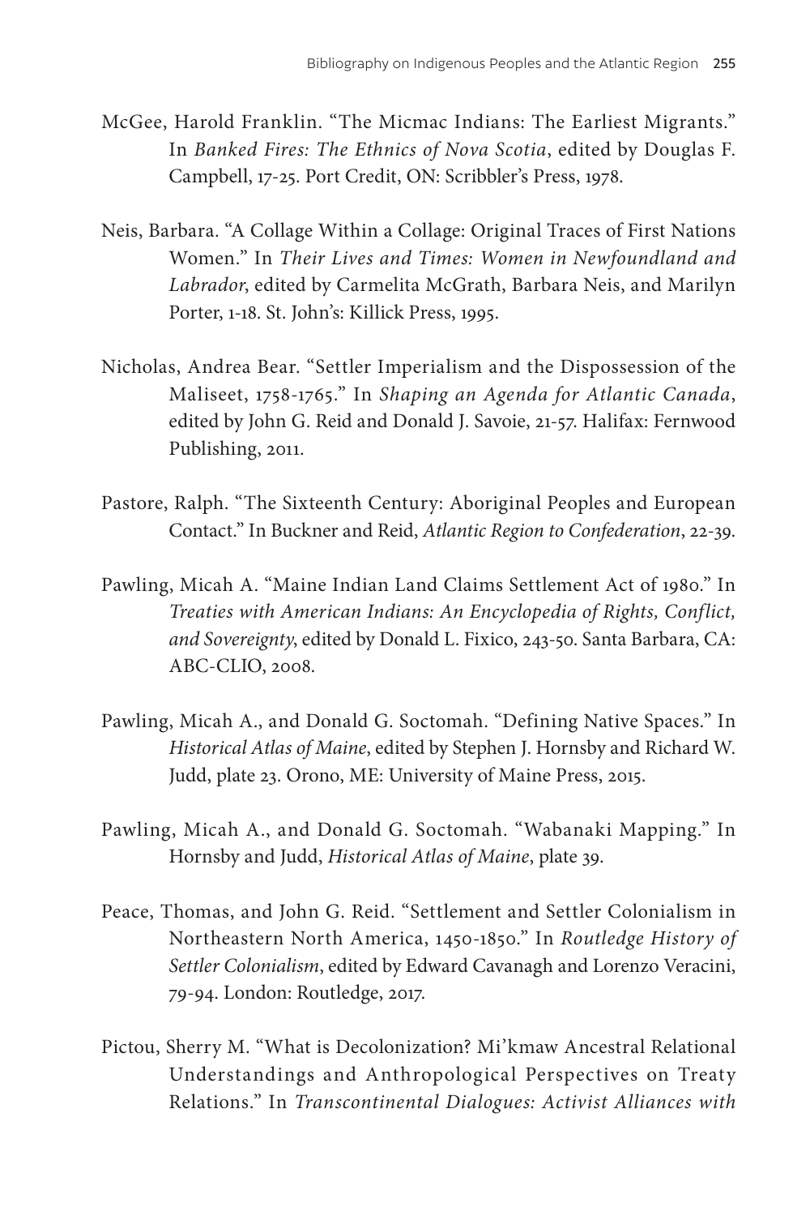McGee, Harold Franklin. "The Micmac Indians: The Earliest Migrants." In *Banked Fires: The Ethnics of Nova Scotia*, edited by Douglas F. Campbell, 17-25. Port Credit, ON: Scribbler's Press, 1978.

Neis, Barbara. "A Collage Within a Collage: Original Traces of First Nations Women." In *Their Lives and Times: Women in Newfoundland and Labrador*, edited by Carmelita McGrath, Barbara Neis, and Marilyn Porter, 1-18. St. John's: Killick Press, 1995.

Nicholas, Andrea Bear. "Settler Imperialism and the Dispossession of the Maliseet, 1758-1765." In *Shaping an Agenda for Atlantic Canada*, edited by John G. Reid and Donald J. Savoie, 21-57. Halifax: Fernwood Publishing, 2011.

Pastore, Ralph. "The Sixteenth Century: Aboriginal Peoples and European Contact." In Buckner and Reid, *Atlantic Region to Confederation*, 22-39.

Pawling, Micah A. "Maine Indian Land Claims Settlement Act of 1980." In *Treaties with American Indians: An Encyclopedia of Rights, Conflict, and Sovereignty*, edited by Donald L. Fixico, 243-50. Santa Barbara, CA: ABC-CLIO, 2008.

Pawling, Micah A., and Donald G. Soctomah. "Defining Native Spaces." In *Historical Atlas of Maine*, edited by Stephen J. Hornsby and Richard W. Judd, plate 23. Orono, ME: University of Maine Press, 2015.

Pawling, Micah A., and Donald G. Soctomah. "Wabanaki Mapping." In Hornsby and Judd, *Historical Atlas of Maine*, plate 39.

Peace, Thomas, and John G. Reid. "Settlement and Settler Colonialism in Northeastern North America, 1450-1850." In *Routledge History of Settler Colonialism*, edited by Edward Cavanagh and Lorenzo Veracini, 79-94. London: Routledge, 2017.

Pictou, Sherry M. "What is Decolonization? Mi'kmaw Ancestral Relational Understandings and Anthropological Perspectives on Treaty Relations." In *Transcontinental Dialogues: Activist Alliances with*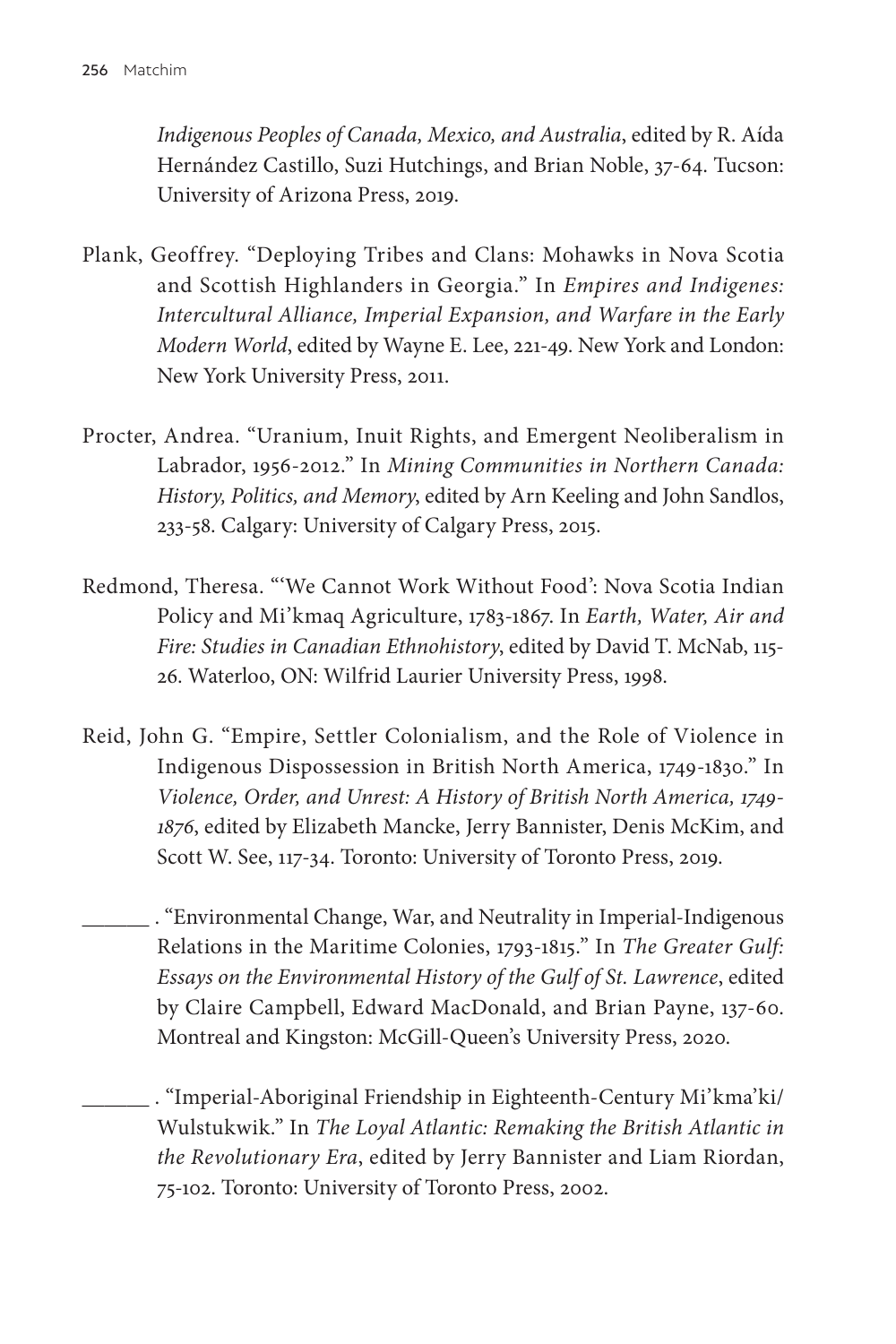*Indigenous Peoples of Canada, Mexico, and Australia*, edited by R. Aída Hernández Castillo, Suzi Hutchings, and Brian Noble, 37-64. Tucson: University of Arizona Press, 2019.

Plank, Geoffrey. “Deploying Tribes and Clans: Mohawks in Nova Scotia and Scottish Highlanders in Georgia.” In *Empires and Indigenes: Intercultural Alliance, Imperial Expansion, and Warfare in the Early Modern World*, edited by Wayne E. Lee, 221-49. New York and London: New York University Press, 2011.

Procter, Andrea. “Uranium, Inuit Rights, and Emergent Neoliberalism in Labrador, 1956-2012.” In *Mining Communities in Northern Canada: History, Politics, and Memory*, edited by Arn Keeling and John Sandlos, 233-58. Calgary: University of Calgary Press, 2015.

Redmond, Theresa. “‘We Cannot Work Without Food’: Nova Scotia Indian Policy and Mi’kmaq Agriculture, 1783-1867. In *Earth, Water, Air and Fire: Studies in Canadian Ethnohistory*, edited by David T. McNab, 115-26. Waterloo, ON: Wilfrid Laurier University Press, 1998.

Reid, John G. “Empire, Settler Colonialism, and the Role of Violence in Indigenous Dispossession in British North America, 1749-1830.” In *Violence, Order, and Unrest: A History of British North America, 1749-1876*, edited by Elizabeth Mancke, Jerry Bannister, Denis McKim, and Scott W. See, 117-34. Toronto: University of Toronto Press, 2019.

\_\_\_\_\_\_ . “Environmental Change, War, and Neutrality in Imperial-Indigenous Relations in the Maritime Colonies, 1793-1815.” In *The Greater Gulf: Essays on the Environmental History of the Gulf of St. Lawrence*, edited by Claire Campbell, Edward MacDonald, and Brian Payne, 137-60. Montreal and Kingston: McGill-Queen’s University Press, 2020.

\_\_\_\_\_\_ . “Imperial-Aboriginal Friendship in Eighteenth-Century Mi’kma’ki/Wulstukwik.” In *The Loyal Atlantic: Remaking the British Atlantic in the Revolutionary Era*, edited by Jerry Bannister and Liam Riordan, 75-102. Toronto: University of Toronto Press, 2002.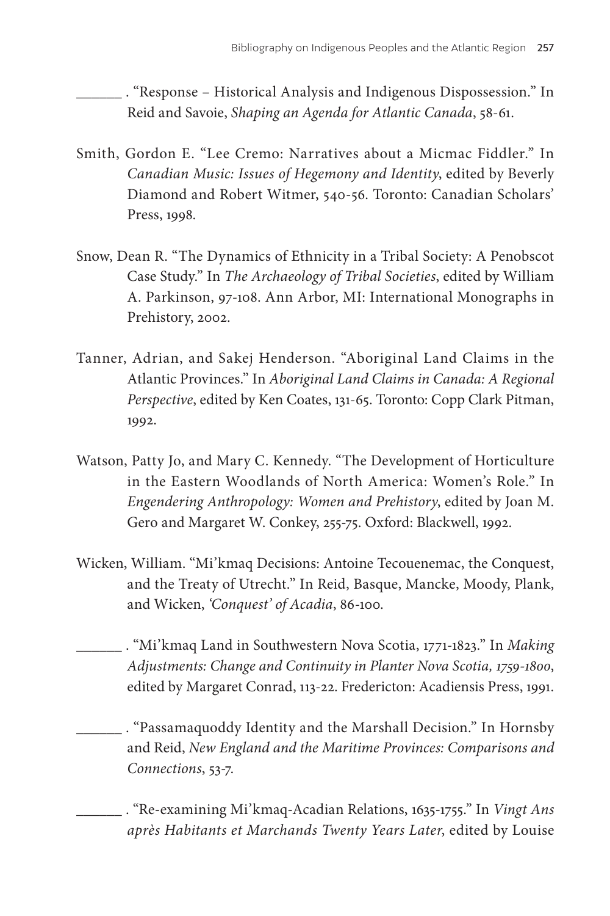______ . "Response – Historical Analysis and Indigenous Dispossession." In Reid and Savoie, *Shaping an Agenda for Atlantic Canada*, 58-61.

Smith, Gordon E. "Lee Cremo: Narratives about a Micmac Fiddler." In *Canadian Music: Issues of Hegemony and Identity*, edited by Beverly Diamond and Robert Witmer, 540-56. Toronto: Canadian Scholars' Press, 1998.

Snow, Dean R. "The Dynamics of Ethnicity in a Tribal Society: A Penobscot Case Study." In *The Archaeology of Tribal Societies*, edited by William A. Parkinson, 97-108. Ann Arbor, MI: International Monographs in Prehistory, 2002.

Tanner, Adrian, and Sakej Henderson. "Aboriginal Land Claims in the Atlantic Provinces." In *Aboriginal Land Claims in Canada: A Regional Perspective*, edited by Ken Coates, 131-65. Toronto: Copp Clark Pitman, 1992.

Watson, Patty Jo, and Mary C. Kennedy. "The Development of Horticulture in the Eastern Woodlands of North America: Women's Role." In *Engendering Anthropology: Women and Prehistory*, edited by Joan M. Gero and Margaret W. Conkey, 255-75. Oxford: Blackwell, 1992.

Wicken, William. "Mi'kmaq Decisions: Antoine Tecouenemac, the Conquest, and the Treaty of Utrecht." In Reid, Basque, Mancke, Moody, Plank, and Wicken, *'Conquest' of Acadia*, 86-100.

______ . "Mi'kmaq Land in Southwestern Nova Scotia, 1771-1823." In *Making Adjustments: Change and Continuity in Planter Nova Scotia, 1759-1800*, edited by Margaret Conrad, 113-22. Fredericton: Acadiensis Press, 1991.

______ . "Passamaquoddy Identity and the Marshall Decision." In Hornsby and Reid, *New England and the Maritime Provinces: Comparisons and Connections*, 53-7.

______ . "Re-examining Mi'kmaq-Acadian Relations, 1635-1755." In *Vingt Ans après Habitants et Marchands Twenty Years Later*, edited by Louise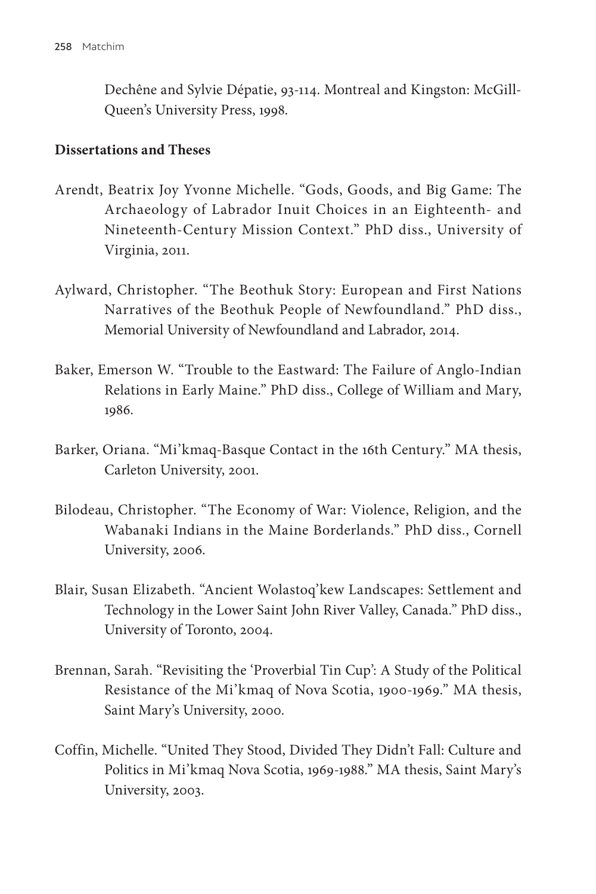Dechêne and Sylvie Dépatie, 93-114. Montreal and Kingston: McGill-Queen's University Press, 1998.

**Dissertations and Theses**

Arendt, Beatrix Joy Yvonne Michelle. "Gods, Goods, and Big Game: The Archaeology of Labrador Inuit Choices in an Eighteenth- and Nineteenth-Century Mission Context." PhD diss., University of Virginia, 2011.

Aylward, Christopher. "The Beothuk Story: European and First Nations Narratives of the Beothuk People of Newfoundland." PhD diss., Memorial University of Newfoundland and Labrador, 2014.

Baker, Emerson W. "Trouble to the Eastward: The Failure of Anglo-Indian Relations in Early Maine." PhD diss., College of William and Mary, 1986.

Barker, Oriana. "Mi'kmaq-Basque Contact in the 16th Century." MA thesis, Carleton University, 2001.

Bilodeau, Christopher. "The Economy of War: Violence, Religion, and the Wabanaki Indians in the Maine Borderlands." PhD diss., Cornell University, 2006.

Blair, Susan Elizabeth. "Ancient Wolastoq'kew Landscapes: Settlement and Technology in the Lower Saint John River Valley, Canada." PhD diss., University of Toronto, 2004.

Brennan, Sarah. "Revisiting the 'Proverbial Tin Cup': A Study of the Political Resistance of the Mi'kmaq of Nova Scotia, 1900-1969." MA thesis, Saint Mary's University, 2000.

Coffin, Michelle. "United They Stood, Divided They Didn't Fall: Culture and Politics in Mi'kmaq Nova Scotia, 1969-1988." MA thesis, Saint Mary's University, 2003.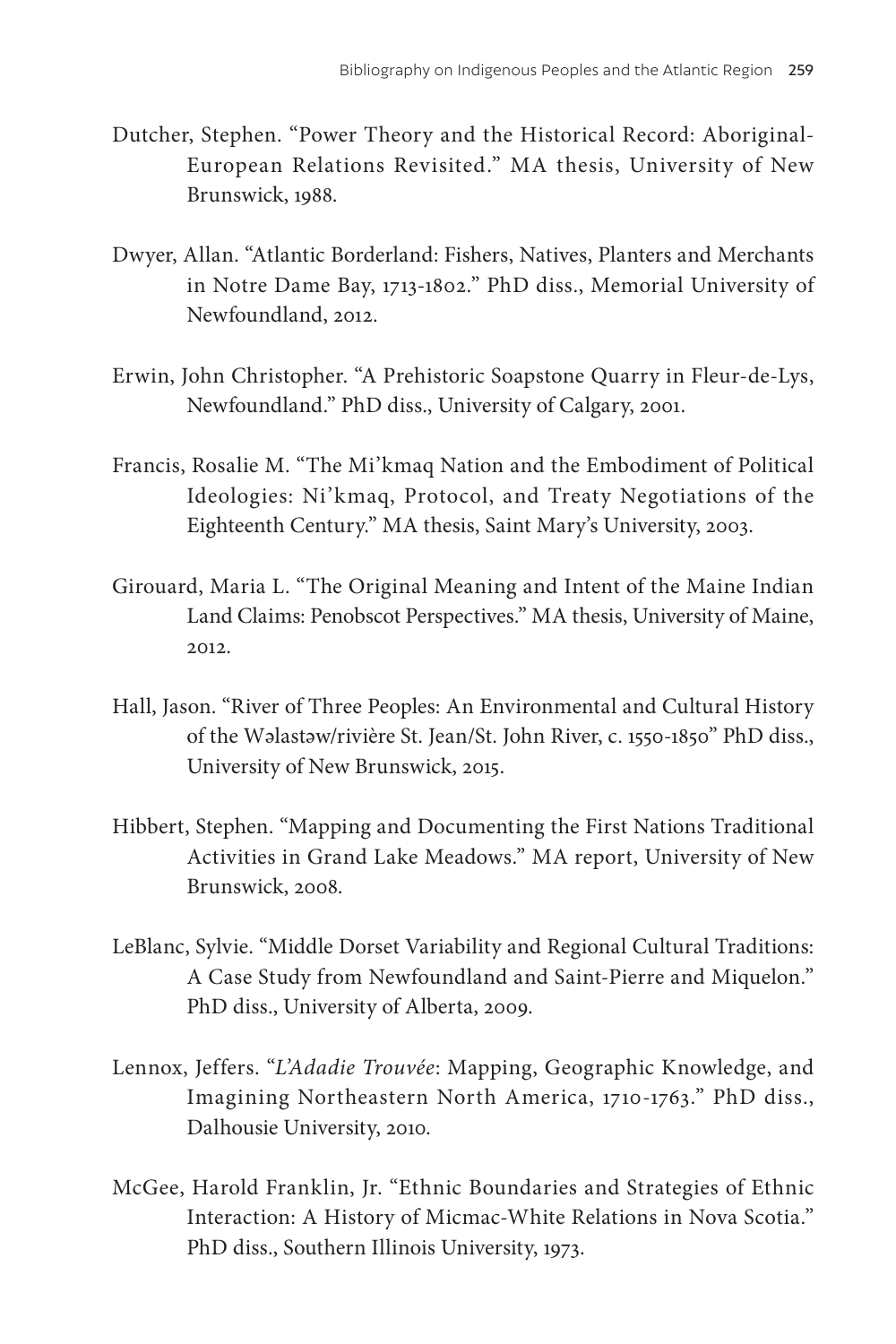Dutcher, Stephen. "Power Theory and the Historical Record: Aboriginal-European Relations Revisited." MA thesis, University of New Brunswick, 1988.

Dwyer, Allan. "Atlantic Borderland: Fishers, Natives, Planters and Merchants in Notre Dame Bay, 1713-1802." PhD diss., Memorial University of Newfoundland, 2012.

Erwin, John Christopher. "A Prehistoric Soapstone Quarry in Fleur-de-Lys, Newfoundland." PhD diss., University of Calgary, 2001.

Francis, Rosalie M. "The Mi'kmaq Nation and the Embodiment of Political Ideologies: Ni'kmaq, Protocol, and Treaty Negotiations of the Eighteenth Century." MA thesis, Saint Mary's University, 2003.

Girouard, Maria L. "The Original Meaning and Intent of the Maine Indian Land Claims: Penobscot Perspectives." MA thesis, University of Maine, 2012.

Hall, Jason. "River of Three Peoples: An Environmental and Cultural History of the Wəlastəw/rivière St. Jean/St. John River, c. 1550-1850" PhD diss., University of New Brunswick, 2015.

Hibbert, Stephen. "Mapping and Documenting the First Nations Traditional Activities in Grand Lake Meadows." MA report, University of New Brunswick, 2008.

LeBlanc, Sylvie. "Middle Dorset Variability and Regional Cultural Traditions: A Case Study from Newfoundland and Saint-Pierre and Miquelon." PhD diss., University of Alberta, 2009.

Lennox, Jeffers. "*L'Adadie Trouvée*: Mapping, Geographic Knowledge, and Imagining Northeastern North America, 1710-1763." PhD diss., Dalhousie University, 2010.

McGee, Harold Franklin, Jr. "Ethnic Boundaries and Strategies of Ethnic Interaction: A History of Micmac-White Relations in Nova Scotia." PhD diss., Southern Illinois University, 1973.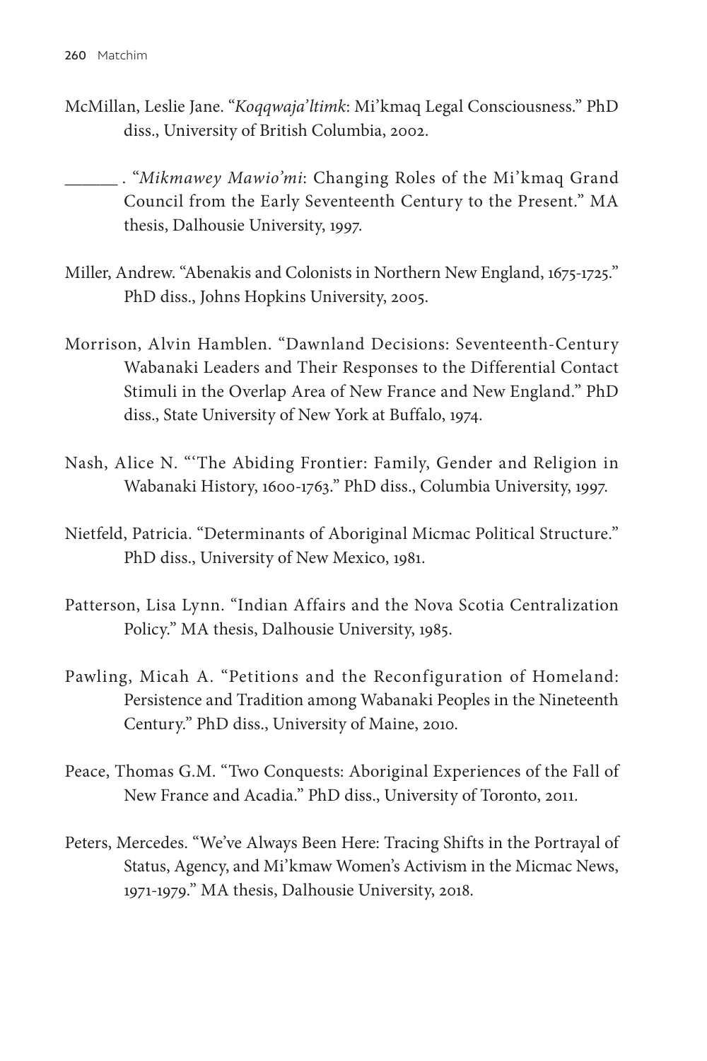McMillan, Leslie Jane. "*Koqqwaja'ltimk*: Mi'kmaq Legal Consciousness." PhD diss., University of British Columbia, 2002.

______ . "*Mikmawey Mawio'mi*: Changing Roles of the Mi'kmaq Grand Council from the Early Seventeenth Century to the Present." MA thesis, Dalhousie University, 1997.

Miller, Andrew. "Abenakis and Colonists in Northern New England, 1675-1725." PhD diss., Johns Hopkins University, 2005.

Morrison, Alvin Hamblen. "Dawnland Decisions: Seventeenth-Century Wabanaki Leaders and Their Responses to the Differential Contact Stimuli in the Overlap Area of New France and New England." PhD diss., State University of New York at Buffalo, 1974.

Nash, Alice N. "'The Abiding Frontier: Family, Gender and Religion in Wabanaki History, 1600-1763." PhD diss., Columbia University, 1997.

Nietfeld, Patricia. "Determinants of Aboriginal Micmac Political Structure." PhD diss., University of New Mexico, 1981.

Patterson, Lisa Lynn. "Indian Affairs and the Nova Scotia Centralization Policy." MA thesis, Dalhousie University, 1985.

Pawling, Micah A. "Petitions and the Reconfiguration of Homeland: Persistence and Tradition among Wabanaki Peoples in the Nineteenth Century." PhD diss., University of Maine, 2010.

Peace, Thomas G.M. "Two Conquests: Aboriginal Experiences of the Fall of New France and Acadia." PhD diss., University of Toronto, 2011.

Peters, Mercedes. "We've Always Been Here: Tracing Shifts in the Portrayal of Status, Agency, and Mi'kmaw Women's Activism in the Micmac News, 1971-1979." MA thesis, Dalhousie University, 2018.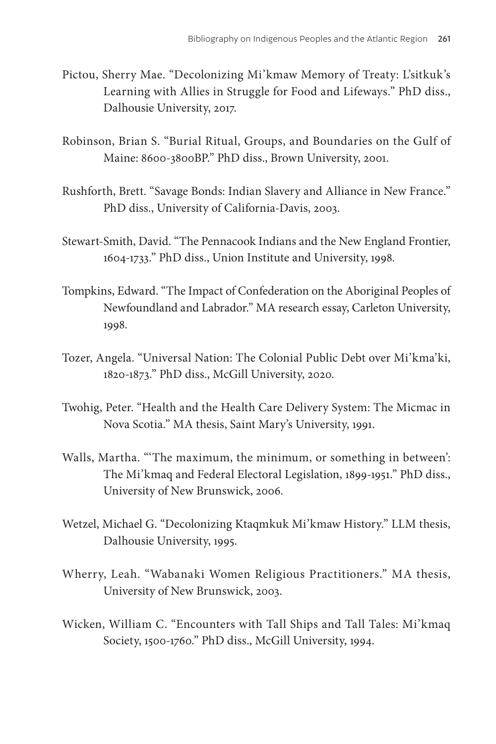Pictou, Sherry Mae. "Decolonizing Mi'kmaw Memory of Treaty: L'sitkuk's Learning with Allies in Struggle for Food and Lifeways." PhD diss., Dalhousie University, 2017.

Robinson, Brian S. "Burial Ritual, Groups, and Boundaries on the Gulf of Maine: 8600-3800BP." PhD diss., Brown University, 2001.

Rushforth, Brett. "Savage Bonds: Indian Slavery and Alliance in New France." PhD diss., University of California-Davis, 2003.

Stewart-Smith, David. "The Pennacook Indians and the New England Frontier, 1604-1733." PhD diss., Union Institute and University, 1998.

Tompkins, Edward. "The Impact of Confederation on the Aboriginal Peoples of Newfoundland and Labrador." MA research essay, Carleton University, 1998.

Tozer, Angela. "Universal Nation: The Colonial Public Debt over Mi'kma'ki, 1820-1873." PhD diss., McGill University, 2020.

Twohig, Peter. "Health and the Health Care Delivery System: The Micmac in Nova Scotia." MA thesis, Saint Mary's University, 1991.

Walls, Martha. "'The maximum, the minimum, or something in between': The Mi'kmaq and Federal Electoral Legislation, 1899-1951." PhD diss., University of New Brunswick, 2006.

Wetzel, Michael G. "Decolonizing Ktaqmkuk Mi'kmaw History." LLM thesis, Dalhousie University, 1995.

Wherry, Leah. "Wabanaki Women Religious Practitioners." MA thesis, University of New Brunswick, 2003.

Wicken, William C. "Encounters with Tall Ships and Tall Tales: Mi'kmaq Society, 1500-1760." PhD diss., McGill University, 1994.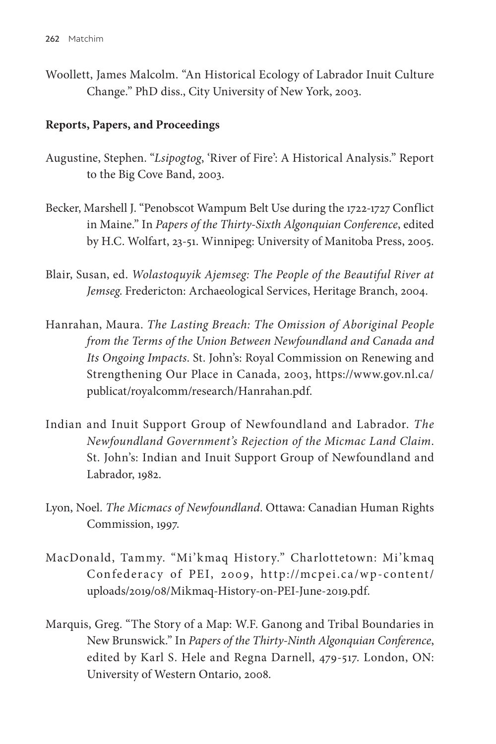Woollett, James Malcolm. "An Historical Ecology of Labrador Inuit Culture Change." PhD diss., City University of New York, 2003.

**Reports, Papers, and Proceedings**

Augustine, Stephen. "*Lsipogtog*, 'River of Fire': A Historical Analysis." Report to the Big Cove Band, 2003.

Becker, Marshell J. "Penobscot Wampum Belt Use during the 1722-1727 Conflict in Maine." In *Papers of the Thirty-Sixth Algonquian Conference*, edited by H.C. Wolfart, 23-51. Winnipeg: University of Manitoba Press, 2005.

Blair, Susan, ed. *Wolastoquyik Ajemseg: The People of the Beautiful River at Jemseg*. Fredericton: Archaeological Services, Heritage Branch, 2004.

Hanrahan, Maura. *The Lasting Breach: The Omission of Aboriginal People from the Terms of the Union Between Newfoundland and Canada and Its Ongoing Impacts*. St. John's: Royal Commission on Renewing and Strengthening Our Place in Canada, 2003, https://www.gov.nl.ca/publicat/royalcomm/research/Hanrahan.pdf.

Indian and Inuit Support Group of Newfoundland and Labrador. *The Newfoundland Government's Rejection of the Micmac Land Claim*. St. John's: Indian and Inuit Support Group of Newfoundland and Labrador, 1982.

Lyon, Noel. *The Micmacs of Newfoundland*. Ottawa: Canadian Human Rights Commission, 1997.

MacDonald, Tammy. "Mi'kmaq History." Charlottetown: Mi'kmaq Confederacy of PEI, 2009, http://mcpei.ca/wp-content/uploads/2019/08/Mikmaq-History-on-PEI-June-2019.pdf.

Marquis, Greg. "The Story of a Map: W.F. Ganong and Tribal Boundaries in New Brunswick." In *Papers of the Thirty-Ninth Algonquian Conference*, edited by Karl S. Hele and Regna Darnell, 479-517. London, ON: University of Western Ontario, 2008.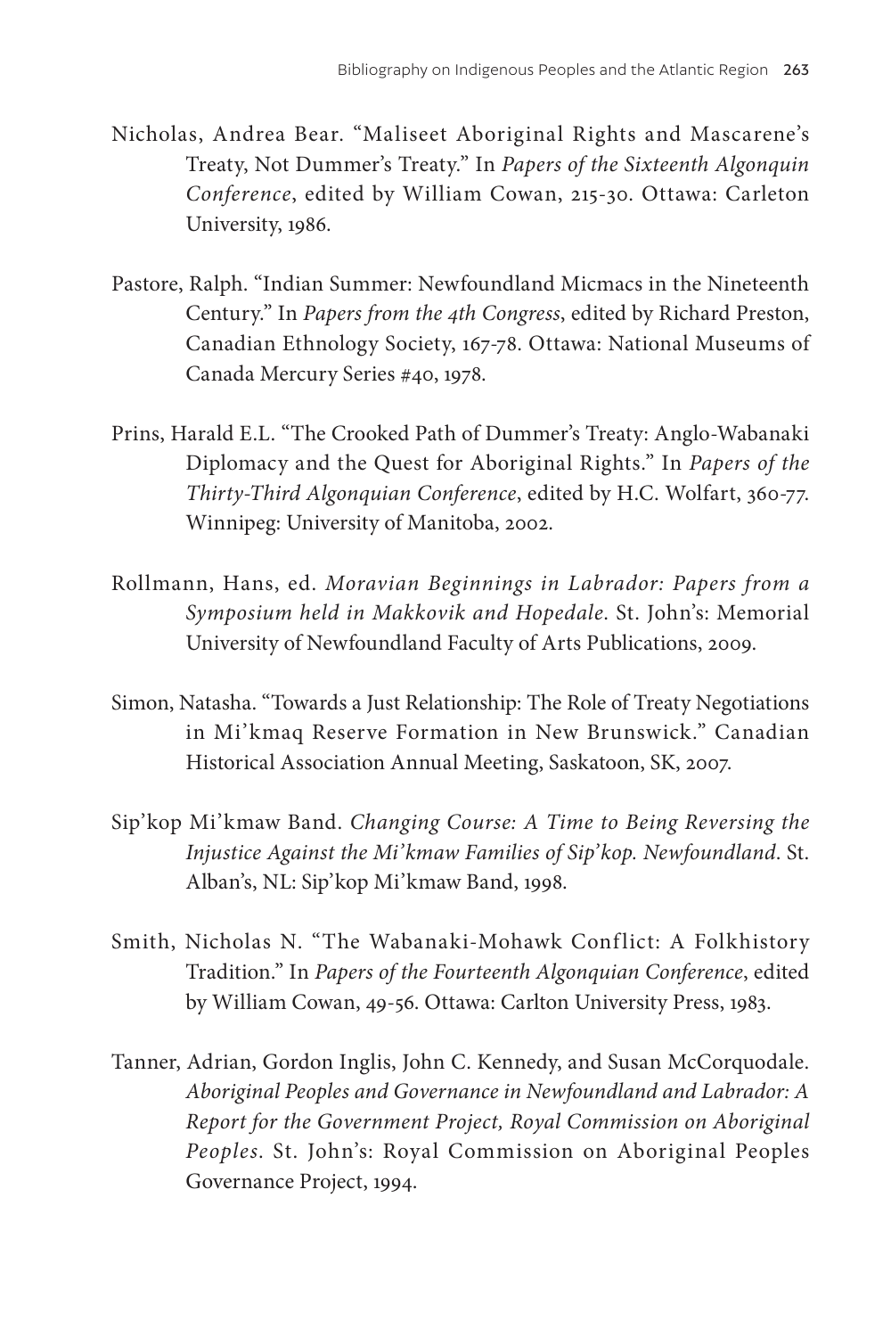Nicholas, Andrea Bear. "Maliseet Aboriginal Rights and Mascarene's Treaty, Not Dummer's Treaty." In *Papers of the Sixteenth Algonquin Conference*, edited by William Cowan, 215-30. Ottawa: Carleton University, 1986.

Pastore, Ralph. "Indian Summer: Newfoundland Micmacs in the Nineteenth Century." In *Papers from the 4th Congress*, edited by Richard Preston, Canadian Ethnology Society, 167-78. Ottawa: National Museums of Canada Mercury Series #40, 1978.

Prins, Harald E.L. "The Crooked Path of Dummer's Treaty: Anglo-Wabanaki Diplomacy and the Quest for Aboriginal Rights." In *Papers of the Thirty-Third Algonquian Conference*, edited by H.C. Wolfart, 360-77. Winnipeg: University of Manitoba, 2002.

Rollmann, Hans, ed. *Moravian Beginnings in Labrador: Papers from a Symposium held in Makkovik and Hopedale*. St. John's: Memorial University of Newfoundland Faculty of Arts Publications, 2009.

Simon, Natasha. "Towards a Just Relationship: The Role of Treaty Negotiations in Mi'kmaq Reserve Formation in New Brunswick." Canadian Historical Association Annual Meeting, Saskatoon, SK, 2007.

Sip'kop Mi'kmaw Band. *Changing Course: A Time to Being Reversing the Injustice Against the Mi'kmaw Families of Sip'kop. Newfoundland*. St. Alban's, NL: Sip'kop Mi'kmaw Band, 1998.

Smith, Nicholas N. "The Wabanaki-Mohawk Conflict: A Folkhistory Tradition." In *Papers of the Fourteenth Algonquian Conference*, edited by William Cowan, 49-56. Ottawa: Carlton University Press, 1983.

Tanner, Adrian, Gordon Inglis, John C. Kennedy, and Susan McCorquodale. *Aboriginal Peoples and Governance in Newfoundland and Labrador: A Report for the Government Project, Royal Commission on Aboriginal Peoples*. St. John's: Royal Commission on Aboriginal Peoples Governance Project, 1994.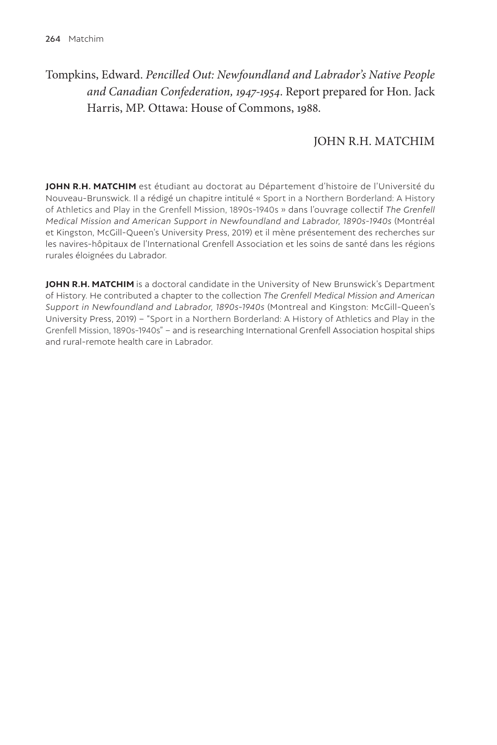Tompkins, Edward. *Pencilled Out: Newfoundland and Labrador's Native People and Canadian Confederation, 1947-1954*. Report prepared for Hon. Jack Harris, MP. Ottawa: House of Commons, 1988.

JOHN R.H. MATCHIM

**JOHN R.H. MATCHIM** est étudiant au doctorat au Département d'histoire de l'Université du Nouveau-Brunswick. Il a rédigé un chapitre intitulé « Sport in a Northern Borderland: A History of Athletics and Play in the Grenfell Mission, 1890s-1940s » dans l'ouvrage collectif *The Grenfell Medical Mission and American Support in Newfoundland and Labrador, 1890s-1940s* (Montréal et Kingston, McGill-Queen's University Press, 2019) et il mène présentement des recherches sur les navires-hôpitaux de l'International Grenfell Association et les soins de santé dans les régions rurales éloignées du Labrador.

**JOHN R.H. MATCHIM** is a doctoral candidate in the University of New Brunswick's Department of History. He contributed a chapter to the collection *The Grenfell Medical Mission and American Support in Newfoundland and Labrador, 1890s-1940s* (Montreal and Kingston: McGill-Queen's University Press, 2019) – "Sport in a Northern Borderland: A History of Athletics and Play in the Grenfell Mission, 1890s-1940s" – and is researching International Grenfell Association hospital ships and rural-remote health care in Labrador.